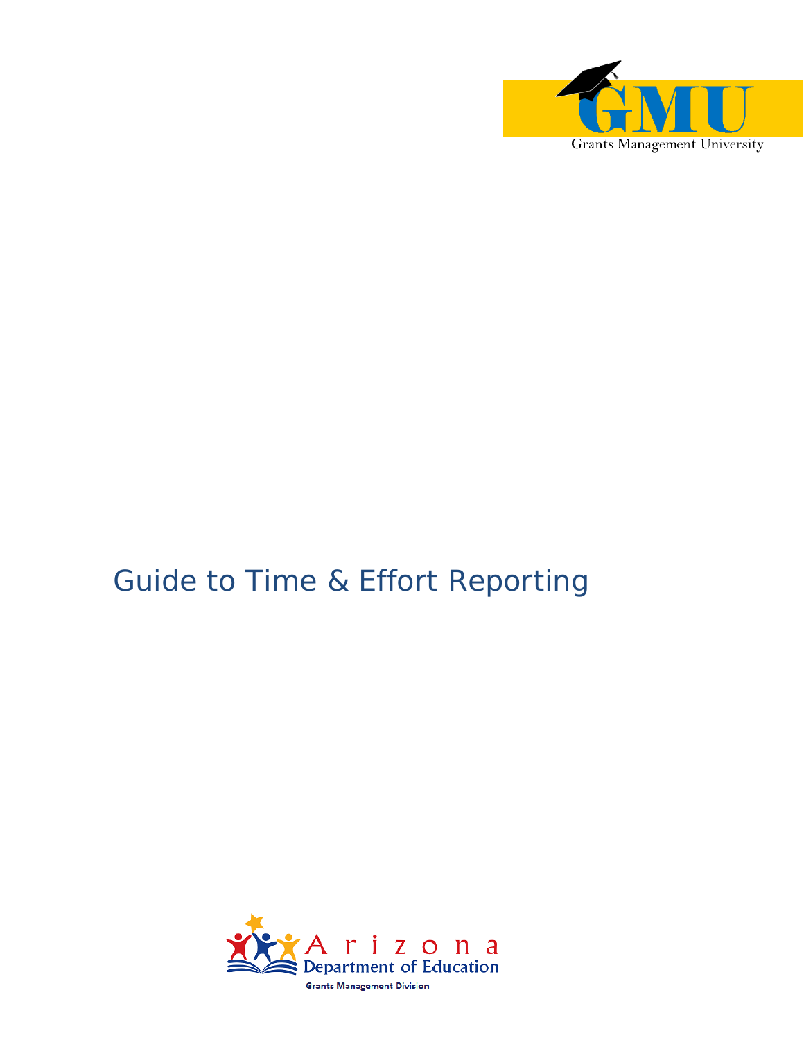GMU

Grants Management University

# Guide to Time & Effort Reporting

Arizona Department of Education

Grants Management Division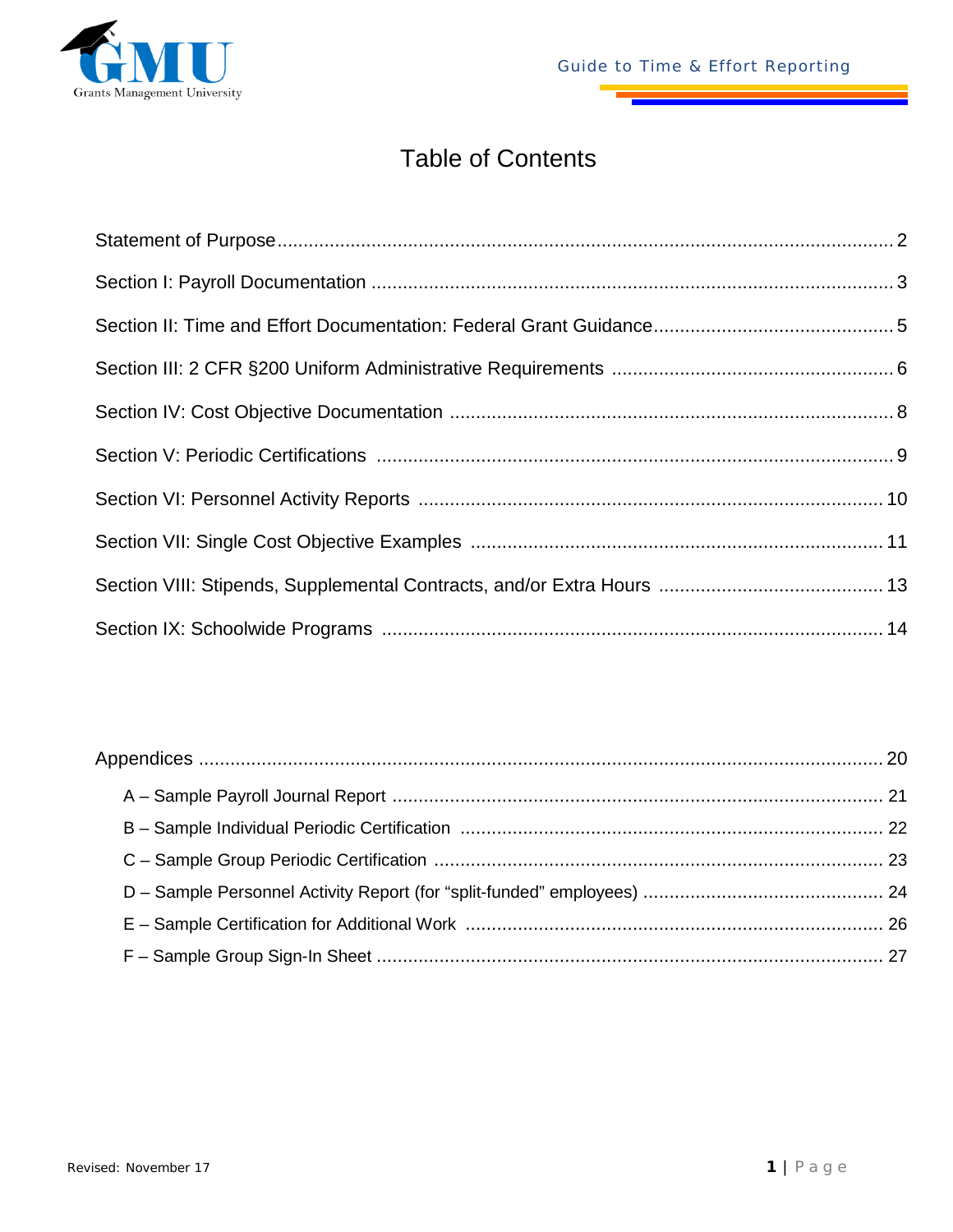# Table of Contents

| | |
|---|---|
| Statement of Purpose | 2 |
| Section I: Payroll Documentation | 3 |
| Section II: Time and Effort Documentation: Federal Grant Guidance | 5 |
| Section III: 2 CFR §200 Uniform Administrative Requirements | 6 |
| Section IV: Cost Objective Documentation | 8 |
| Section V: Periodic Certifications | 9 |
| Section VI: Personnel Activity Reports | 10 |
| Section VII: Single Cost Objective Examples | 11 |
| Section VIII: Stipends, Supplemental Contracts, and/or Extra Hours | 13 |
| Section IX: Schoolwide Programs | 14 |

| | |
|---|---|
| Appendices | 20 |
| A – Sample Payroll Journal Report | 21 |
| B – Sample Individual Periodic Certification | 22 |
| C – Sample Group Periodic Certification | 23 |
| D – Sample Personnel Activity Report (for "split-funded" employees) | 24 |
| E – Sample Certification for Additional Work | 26 |
| F – Sample Group Sign-In Sheet | 27 |

Revised: November 17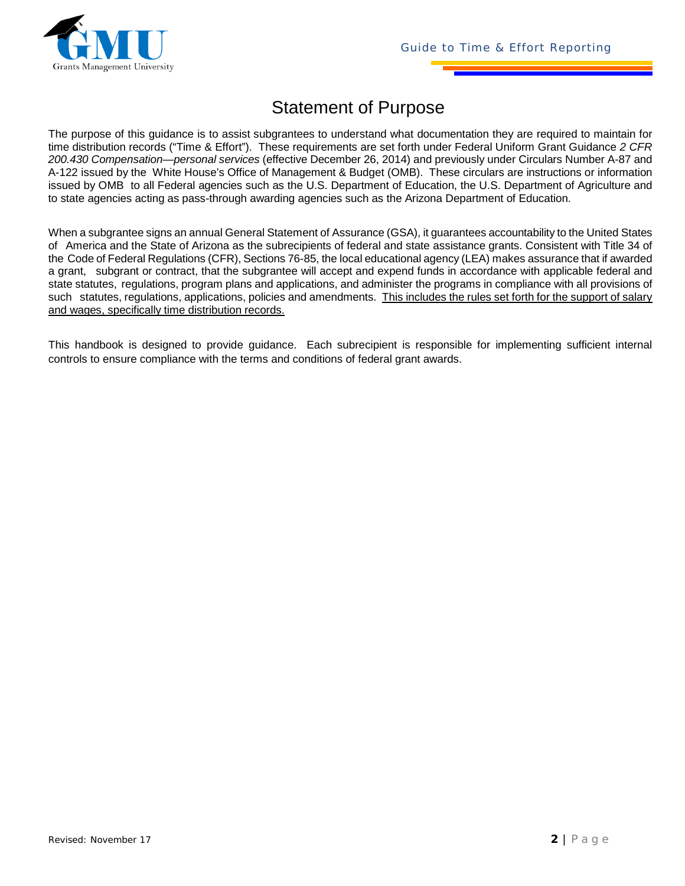# Statement of Purpose

The purpose of this guidance is to assist subgrantees to understand what documentation they are required to maintain for time distribution records ("Time & Effort"). These requirements are set forth under Federal Uniform Grant Guidance *2 CFR 200.430 Compensation—personal services* (effective December 26, 2014) and previously under Circulars Number A-87 and A-122 issued by the White House's Office of Management & Budget (OMB). These circulars are instructions or information issued by OMB to all Federal agencies such as the U.S. Department of Education, the U.S. Department of Agriculture and to state agencies acting as pass-through awarding agencies such as the Arizona Department of Education.

When a subgrantee signs an annual General Statement of Assurance (GSA), it guarantees accountability to the United States of America and the State of Arizona as the subrecipients of federal and state assistance grants. Consistent with Title 34 of the Code of Federal Regulations (CFR), Sections 76-85, the local educational agency (LEA) makes assurance that if awarded a grant, subgrant or contract, that the subgrantee will accept and expend funds in accordance with applicable federal and state statutes, regulations, program plans and applications, and administer the programs in compliance with all provisions of such statutes, regulations, applications, policies and amendments. <u>This includes the rules set forth for the support of salary and wages, specifically time distribution records.</u>

This handbook is designed to provide guidance. Each subrecipient is responsible for implementing sufficient internal controls to ensure compliance with the terms and conditions of federal grant awards.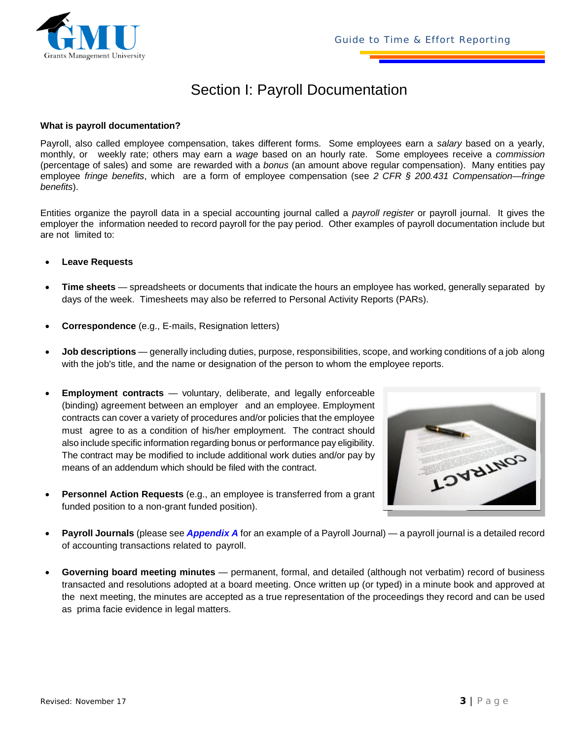# Section I: Payroll Documentation

**What is payroll documentation?**

Payroll, also called employee compensation, takes different forms. Some employees earn a *salary* based on a yearly, monthly, or weekly rate; others may earn a *wage* based on an hourly rate. Some employees receive a *commission* (percentage of sales) and some are rewarded with a *bonus* (an amount above regular compensation). Many entities pay employee *fringe benefits*, which are a form of employee compensation (see *2 CFR § 200.431 Compensation—fringe benefits*).

Entities organize the payroll data in a special accounting journal called a *payroll register* or payroll journal. It gives the employer the information needed to record payroll for the pay period. Other examples of payroll documentation include but are not limited to:

- **Leave Requests**
- **Time sheets** — spreadsheets or documents that indicate the hours an employee has worked, generally separated by days of the week. Timesheets may also be referred to Personal Activity Reports (PARs).
- **Correspondence** (e.g., E-mails, Resignation letters)
- **Job descriptions** — generally including duties, purpose, responsibilities, scope, and working conditions of a job along with the job's title, and the name or designation of the person to whom the employee reports.
- **Employment contracts** — voluntary, deliberate, and legally enforceable (binding) agreement between an employer and an employee. Employment contracts can cover a variety of procedures and/or policies that the employee must agree to as a condition of his/her employment. The contract should also include specific information regarding bonus or performance pay eligibility. The contract may be modified to include additional work duties and/or pay by means of an addendum which should be filed with the contract.
- **Personnel Action Requests** (e.g., an employee is transferred from a grant funded position to a non-grant funded position).
- **Payroll Journals** (please see ***Appendix A*** for an example of a Payroll Journal) — a payroll journal is a detailed record of accounting transactions related to payroll.
- **Governing board meeting minutes** — permanent, formal, and detailed (although not verbatim) record of business transacted and resolutions adopted at a board meeting. Once written up (or typed) in a minute book and approved at the next meeting, the minutes are accepted as a true representation of the proceedings they record and can be used as prima facie evidence in legal matters.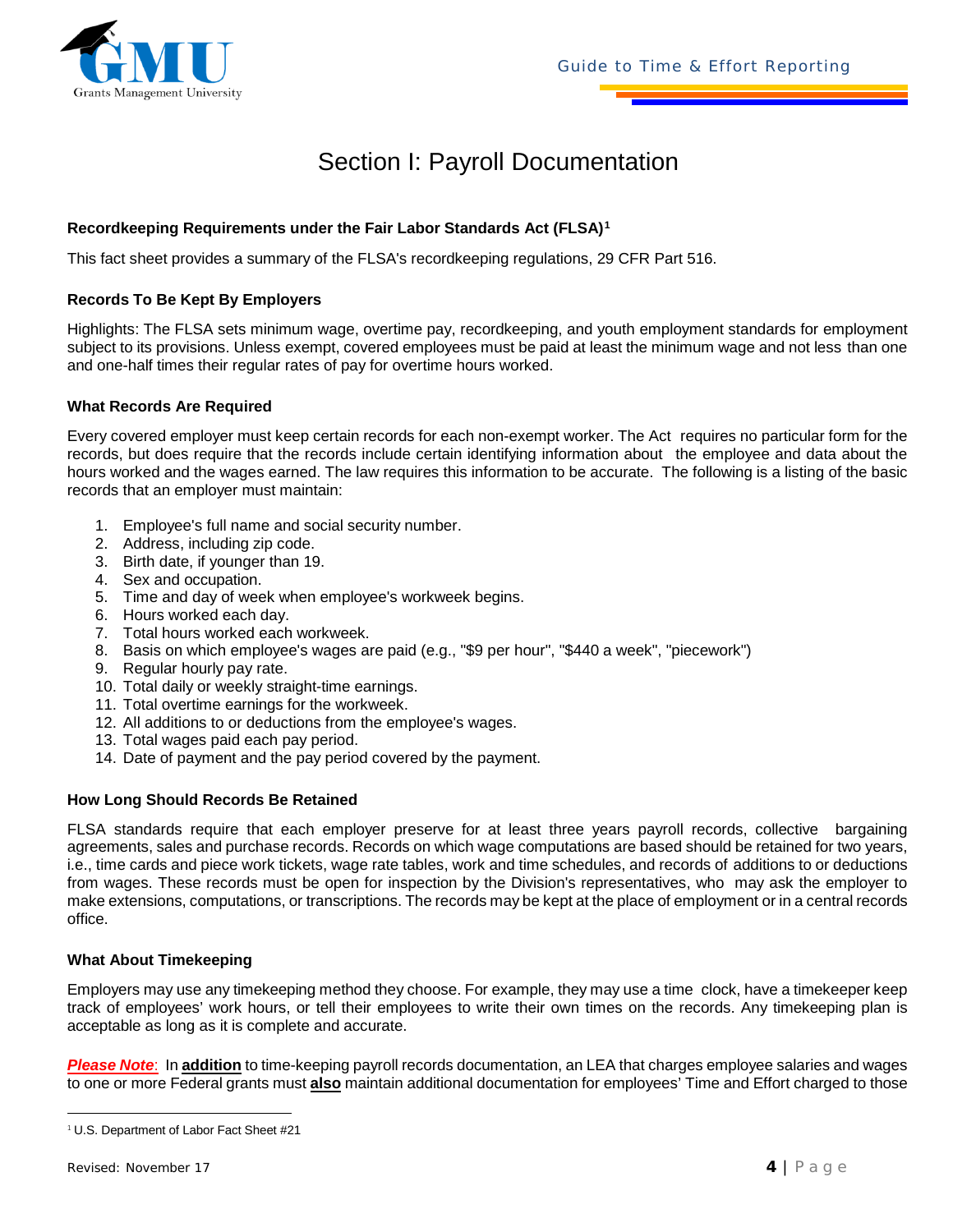# Section I: Payroll Documentation

### Recordkeeping Requirements under the Fair Labor Standards Act (FLSA)[1]

This fact sheet provides a summary of the FLSA's recordkeeping regulations, 29 CFR Part 516.

### Records To Be Kept By Employers

Highlights: The FLSA sets minimum wage, overtime pay, recordkeeping, and youth employment standards for employment subject to its provisions. Unless exempt, covered employees must be paid at least the minimum wage and not less than one and one-half times their regular rates of pay for overtime hours worked.

### What Records Are Required

Every covered employer must keep certain records for each non-exempt worker. The Act requires no particular form for the records, but does require that the records include certain identifying information about the employee and data about the hours worked and the wages earned. The law requires this information to be accurate. The following is a listing of the basic records that an employer must maintain:

1. Employee's full name and social security number.
2. Address, including zip code.
3. Birth date, if younger than 19.
4. Sex and occupation.
5. Time and day of week when employee's workweek begins.
6. Hours worked each day.
7. Total hours worked each workweek.
8. Basis on which employee's wages are paid (e.g., "$9 per hour", "$440 a week", "piecework")
9. Regular hourly pay rate.
10. Total daily or weekly straight-time earnings.
11. Total overtime earnings for the workweek.
12. All additions to or deductions from the employee's wages.
13. Total wages paid each pay period.
14. Date of payment and the pay period covered by the payment.

### How Long Should Records Be Retained

FLSA standards require that each employer preserve for at least three years payroll records, collective bargaining agreements, sales and purchase records. Records on which wage computations are based should be retained for two years, i.e., time cards and piece work tickets, wage rate tables, work and time schedules, and records of additions to or deductions from wages. These records must be open for inspection by the Division's representatives, who may ask the employer to make extensions, computations, or transcriptions. The records may be kept at the place of employment or in a central records office.

### What About Timekeeping

Employers may use any timekeeping method they choose. For example, they may use a time clock, have a timekeeper keep track of employees' work hours, or tell their employees to write their own times on the records. Any timekeeping plan is acceptable as long as it is complete and accurate.

***Please Note***: In **addition** to time-keeping payroll records documentation, an LEA that charges employee salaries and wages to one or more Federal grants must **also** maintain additional documentation for employees' Time and Effort charged to those

[1] U.S. Department of Labor Fact Sheet #21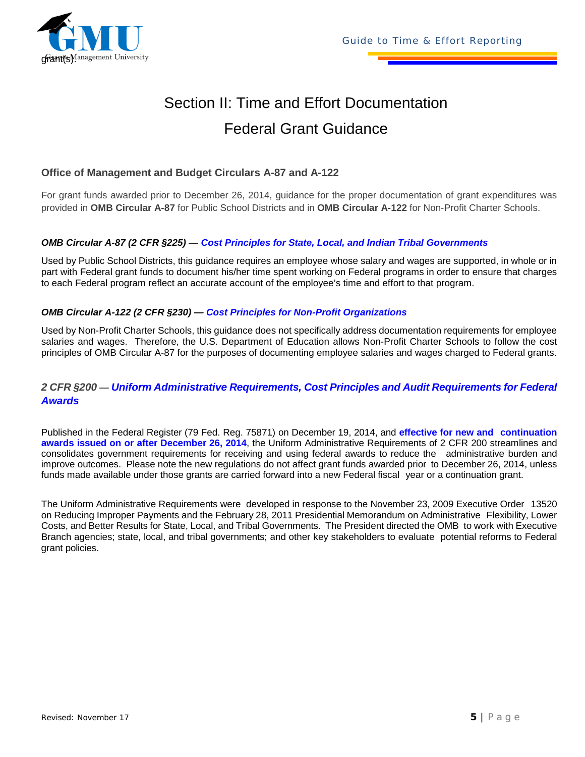# Section II: Time and Effort Documentation

# Federal Grant Guidance

### Office of Management and Budget Circulars A-87 and A-122

For grant funds awarded prior to December 26, 2014, guidance for the proper documentation of grant expenditures was provided in **OMB Circular A-87** for Public School Districts and in **OMB Circular A-122** for Non-Profit Charter Schools.

#### *OMB Circular A-87 (2 CFR §225) — Cost Principles for State, Local, and Indian Tribal Governments*

Used by Public School Districts, this guidance requires an employee whose salary and wages are supported, in whole or in part with Federal grant funds to document his/her time spent working on Federal programs in order to ensure that charges to each Federal program reflect an accurate account of the employee's time and effort to that program.

#### *OMB Circular A-122 (2 CFR §230) — Cost Principles for Non-Profit Organizations*

Used by Non-Profit Charter Schools, this guidance does not specifically address documentation requirements for employee salaries and wages. Therefore, the U.S. Department of Education allows Non-Profit Charter Schools to follow the cost principles of OMB Circular A-87 for the purposes of documenting employee salaries and wages charged to Federal grants.

### *2 CFR §200 — Uniform Administrative Requirements, Cost Principles and Audit Requirements for Federal Awards*

Published in the Federal Register (79 Fed. Reg. 75871) on December 19, 2014, and **effective for new and continuation awards issued on or after December 26, 2014**, the Uniform Administrative Requirements of 2 CFR 200 streamlines and consolidates government requirements for receiving and using federal awards to reduce the administrative burden and improve outcomes. Please note the new regulations do not affect grant funds awarded prior to December 26, 2014, unless funds made available under those grants are carried forward into a new Federal fiscal year or a continuation grant.

The Uniform Administrative Requirements were developed in response to the November 23, 2009 Executive Order 13520 on Reducing Improper Payments and the February 28, 2011 Presidential Memorandum on Administrative Flexibility, Lower Costs, and Better Results for State, Local, and Tribal Governments. The President directed the OMB to work with Executive Branch agencies; state, local, and tribal governments; and other key stakeholders to evaluate potential reforms to Federal grant policies.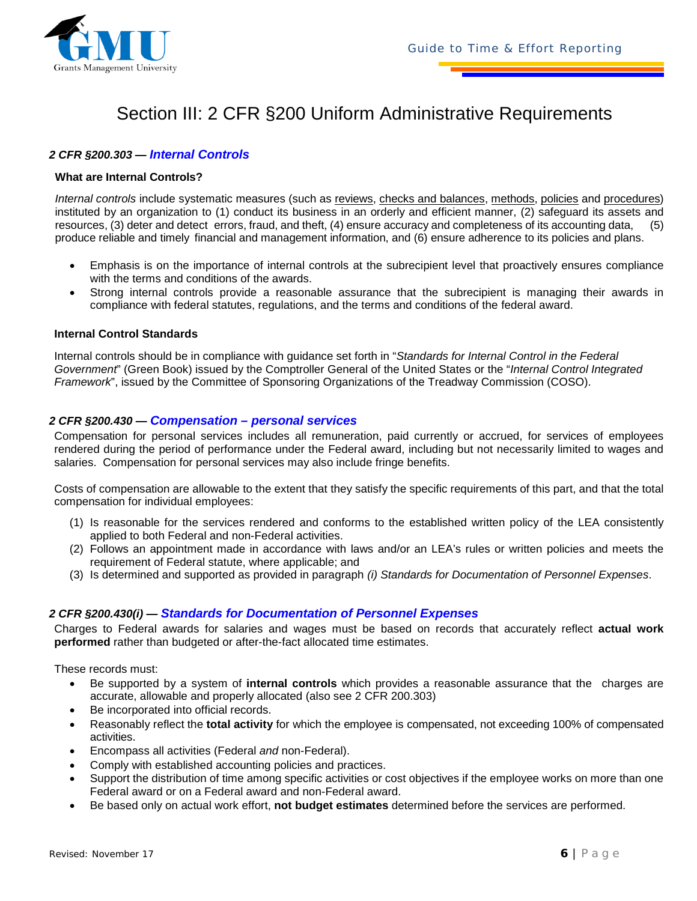# Section III: 2 CFR §200 Uniform Administrative Requirements

## *2 CFR §200.303 — Internal Controls*

### What are Internal Controls?

*Internal controls* include systematic measures (such as reviews, checks and balances, methods, policies and procedures) instituted by an organization to (1) conduct its business in an orderly and efficient manner, (2) safeguard its assets and resources, (3) deter and detect errors, fraud, and theft, (4) ensure accuracy and completeness of its accounting data, (5) produce reliable and timely financial and management information, and (6) ensure adherence to its policies and plans.

- Emphasis is on the importance of internal controls at the subrecipient level that proactively ensures compliance with the terms and conditions of the awards.
- Strong internal controls provide a reasonable assurance that the subrecipient is managing their awards in compliance with federal statutes, regulations, and the terms and conditions of the federal award.

### Internal Control Standards

Internal controls should be in compliance with guidance set forth in "*Standards for Internal Control in the Federal Government*" (Green Book) issued by the Comptroller General of the United States or the "*Internal Control Integrated Framework*", issued by the Committee of Sponsoring Organizations of the Treadway Commission (COSO).

## *2 CFR §200.430 — Compensation – personal services*

Compensation for personal services includes all remuneration, paid currently or accrued, for services of employees rendered during the period of performance under the Federal award, including but not necessarily limited to wages and salaries. Compensation for personal services may also include fringe benefits.

Costs of compensation are allowable to the extent that they satisfy the specific requirements of this part, and that the total compensation for individual employees:

(1) Is reasonable for the services rendered and conforms to the established written policy of the LEA consistently applied to both Federal and non-Federal activities.
(2) Follows an appointment made in accordance with laws and/or an LEA's rules or written policies and meets the requirement of Federal statute, where applicable; and
(3) Is determined and supported as provided in paragraph *(i) Standards for Documentation of Personnel Expenses*.

## *2 CFR §200.430(i) — Standards for Documentation of Personnel Expenses*

Charges to Federal awards for salaries and wages must be based on records that accurately reflect **actual work performed** rather than budgeted or after-the-fact allocated time estimates.

These records must:

- Be supported by a system of **internal controls** which provides a reasonable assurance that the charges are accurate, allowable and properly allocated (also see 2 CFR 200.303)
- Be incorporated into official records.
- Reasonably reflect the **total activity** for which the employee is compensated, not exceeding 100% of compensated activities.
- Encompass all activities (Federal *and* non-Federal).
- Comply with established accounting policies and practices.
- Support the distribution of time among specific activities or cost objectives if the employee works on more than one Federal award or on a Federal award and non-Federal award.
- Be based only on actual work effort, **not budget estimates** determined before the services are performed.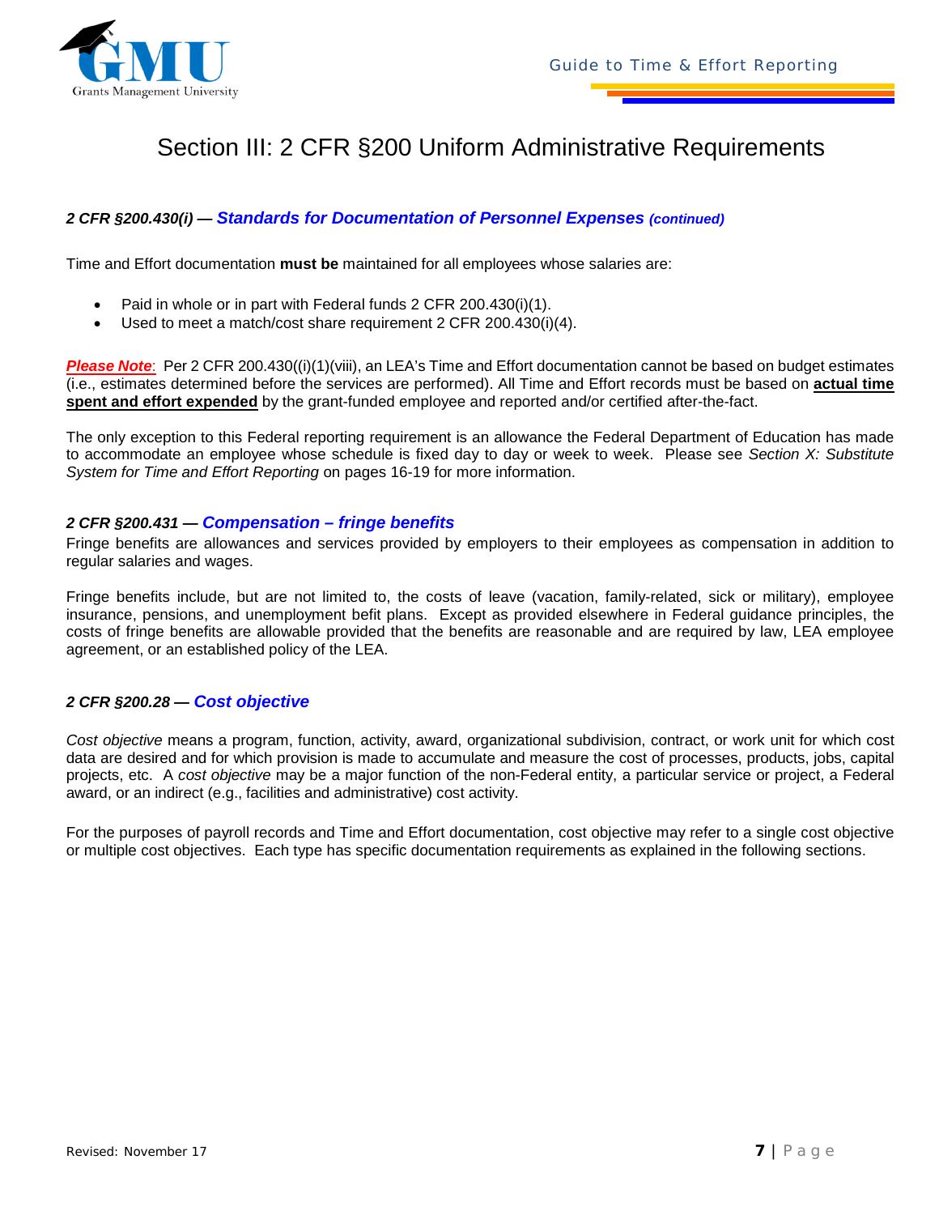# Section III: 2 CFR §200 Uniform Administrative Requirements

### *2 CFR §200.430(i) — Standards for Documentation of Personnel Expenses (continued)*

Time and Effort documentation **must be** maintained for all employees whose salaries are:

- Paid in whole or in part with Federal funds 2 CFR 200.430(i)(1).
- Used to meet a match/cost share requirement 2 CFR 200.430(i)(4).

***Please Note***: Per 2 CFR 200.430((i)(1)(viii), an LEA's Time and Effort documentation cannot be based on budget estimates (i.e., estimates determined before the services are performed). All Time and Effort records must be based on **actual time spent and effort expended** by the grant-funded employee and reported and/or certified after-the-fact.

The only exception to this Federal reporting requirement is an allowance the Federal Department of Education has made to accommodate an employee whose schedule is fixed day to day or week to week. Please see *Section X: Substitute System for Time and Effort Reporting* on pages 16-19 for more information.

### *2 CFR §200.431 — Compensation – fringe benefits*

Fringe benefits are allowances and services provided by employers to their employees as compensation in addition to regular salaries and wages.

Fringe benefits include, but are not limited to, the costs of leave (vacation, family-related, sick or military), employee insurance, pensions, and unemployment befit plans. Except as provided elsewhere in Federal guidance principles, the costs of fringe benefits are allowable provided that the benefits are reasonable and are required by law, LEA employee agreement, or an established policy of the LEA.

### *2 CFR §200.28 — Cost objective*

*Cost objective* means a program, function, activity, award, organizational subdivision, contract, or work unit for which cost data are desired and for which provision is made to accumulate and measure the cost of processes, products, jobs, capital projects, etc. A *cost objective* may be a major function of the non-Federal entity, a particular service or project, a Federal award, or an indirect (e.g., facilities and administrative) cost activity.

For the purposes of payroll records and Time and Effort documentation, cost objective may refer to a single cost objective or multiple cost objectives. Each type has specific documentation requirements as explained in the following sections.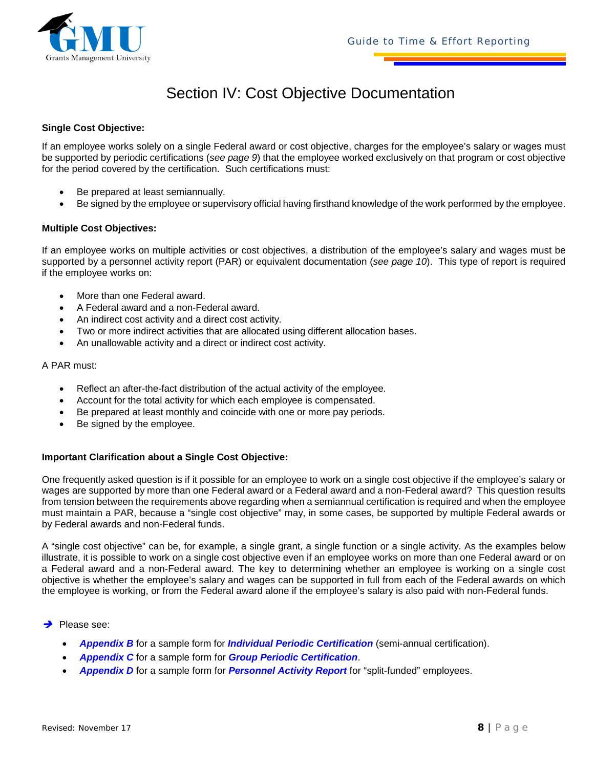# Section IV: Cost Objective Documentation

**Single Cost Objective:**

If an employee works solely on a single Federal award or cost objective, charges for the employee's salary or wages must be supported by periodic certifications (*see page 9*) that the employee worked exclusively on that program or cost objective for the period covered by the certification. Such certifications must:

- Be prepared at least semiannually.
- Be signed by the employee or supervisory official having firsthand knowledge of the work performed by the employee.

**Multiple Cost Objectives:**

If an employee works on multiple activities or cost objectives, a distribution of the employee's salary and wages must be supported by a personnel activity report (PAR) or equivalent documentation (*see page 10*). This type of report is required if the employee works on:

- More than one Federal award.
- A Federal award and a non-Federal award.
- An indirect cost activity and a direct cost activity.
- Two or more indirect activities that are allocated using different allocation bases.
- An unallowable activity and a direct or indirect cost activity.

A PAR must:

- Reflect an after-the-fact distribution of the actual activity of the employee.
- Account for the total activity for which each employee is compensated.
- Be prepared at least monthly and coincide with one or more pay periods.
- Be signed by the employee.

**Important Clarification about a Single Cost Objective:**

One frequently asked question is if it possible for an employee to work on a single cost objective if the employee's salary or wages are supported by more than one Federal award or a Federal award and a non-Federal award? This question results from tension between the requirements above regarding when a semiannual certification is required and when the employee must maintain a PAR, because a "single cost objective" may, in some cases, be supported by multiple Federal awards or by Federal awards and non-Federal funds.

A "single cost objective" can be, for example, a single grant, a single function or a single activity. As the examples below illustrate, it is possible to work on a single cost objective even if an employee works on more than one Federal award or on a Federal award and a non-Federal award. The key to determining whether an employee is working on a single cost objective is whether the employee's salary and wages can be supported in full from each of the Federal awards on which the employee is working, or from the Federal award alone if the employee's salary is also paid with non-Federal funds.

➔ Please see:

- ***Appendix B*** for a sample form for ***Individual Periodic Certification*** (semi-annual certification).
- ***Appendix C*** for a sample form for ***Group Periodic Certification***.
- ***Appendix D*** for a sample form for ***Personnel Activity Report*** for "split-funded" employees.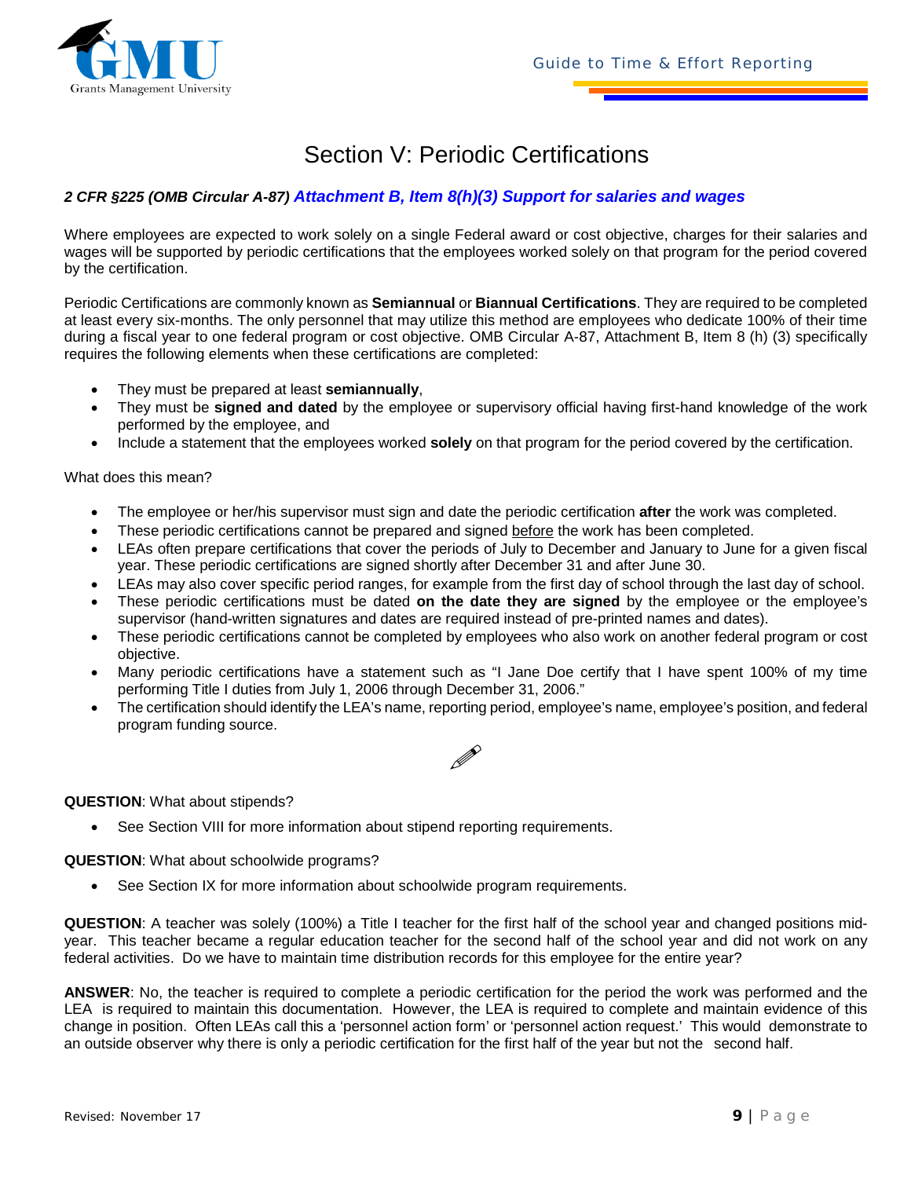# Section V: Periodic Certifications

***2 CFR §225 (OMB Circular A-87) Attachment B, Item 8(h)(3) Support for salaries and wages***

Where employees are expected to work solely on a single Federal award or cost objective, charges for their salaries and wages will be supported by periodic certifications that the employees worked solely on that program for the period covered by the certification.

Periodic Certifications are commonly known as **Semiannual** or **Biannual Certifications**. They are required to be completed at least every six-months. The only personnel that may utilize this method are employees who dedicate 100% of their time during a fiscal year to one federal program or cost objective. OMB Circular A-87, Attachment B, Item 8 (h) (3) specifically requires the following elements when these certifications are completed:

- They must be prepared at least **semiannually**,
- They must be **signed and dated** by the employee or supervisory official having first-hand knowledge of the work performed by the employee, and
- Include a statement that the employees worked **solely** on that program for the period covered by the certification.

What does this mean?

- The employee or her/his supervisor must sign and date the periodic certification **after** the work was completed.
- These periodic certifications cannot be prepared and signed before the work has been completed.
- LEAs often prepare certifications that cover the periods of July to December and January to June for a given fiscal year. These periodic certifications are signed shortly after December 31 and after June 30.
- LEAs may also cover specific period ranges, for example from the first day of school through the last day of school.
- These periodic certifications must be dated **on the date they are signed** by the employee or the employee's supervisor (hand-written signatures and dates are required instead of pre-printed names and dates).
- These periodic certifications cannot be completed by employees who also work on another federal program or cost objective.
- Many periodic certifications have a statement such as "I Jane Doe certify that I have spent 100% of my time performing Title I duties from July 1, 2006 through December 31, 2006."
- The certification should identify the LEA's name, reporting period, employee's name, employee's position, and federal program funding source.

**QUESTION**: What about stipends?

- See Section VIII for more information about stipend reporting requirements.

**QUESTION**: What about schoolwide programs?

- See Section IX for more information about schoolwide program requirements.

**QUESTION**: A teacher was solely (100%) a Title I teacher for the first half of the school year and changed positions mid-year. This teacher became a regular education teacher for the second half of the school year and did not work on any federal activities. Do we have to maintain time distribution records for this employee for the entire year?

**ANSWER**: No, the teacher is required to complete a periodic certification for the period the work was performed and the LEA is required to maintain this documentation. However, the LEA is required to complete and maintain evidence of this change in position. Often LEAs call this a 'personnel action form' or 'personnel action request.' This would demonstrate to an outside observer why there is only a periodic certification for the first half of the year but not the second half.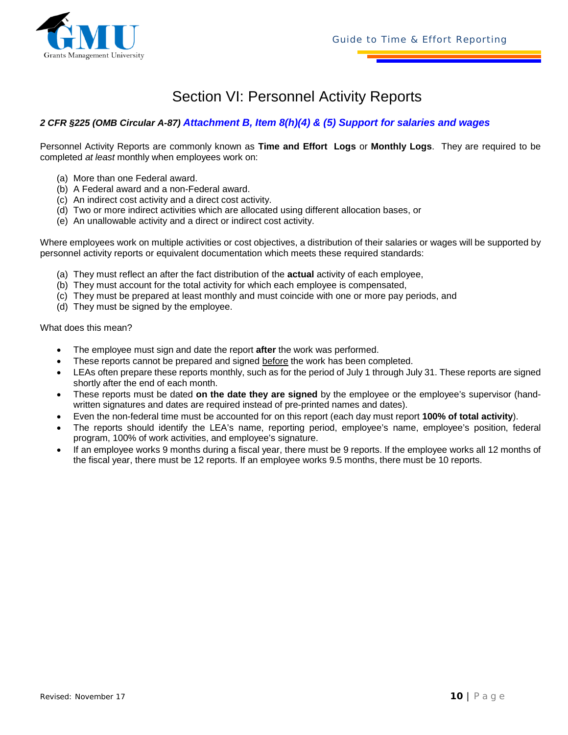# Section VI: Personnel Activity Reports

***2 CFR §225 (OMB Circular A-87) Attachment B, Item 8(h)(4) & (5) Support for salaries and wages***

Personnel Activity Reports are commonly known as **Time and Effort Logs** or **Monthly Logs**. They are required to be completed *at least* monthly when employees work on:

(a) More than one Federal award.
(b) A Federal award and a non-Federal award.
(c) An indirect cost activity and a direct cost activity.
(d) Two or more indirect activities which are allocated using different allocation bases, or
(e) An unallowable activity and a direct or indirect cost activity.

Where employees work on multiple activities or cost objectives, a distribution of their salaries or wages will be supported by personnel activity reports or equivalent documentation which meets these required standards:

(a) They must reflect an after the fact distribution of the **actual** activity of each employee,
(b) They must account for the total activity for which each employee is compensated,
(c) They must be prepared at least monthly and must coincide with one or more pay periods, and
(d) They must be signed by the employee.

What does this mean?

- The employee must sign and date the report **after** the work was performed.
- These reports cannot be prepared and signed before the work has been completed.
- LEAs often prepare these reports monthly, such as for the period of July 1 through July 31. These reports are signed shortly after the end of each month.
- These reports must be dated **on the date they are signed** by the employee or the employee's supervisor (hand-written signatures and dates are required instead of pre-printed names and dates).
- Even the non-federal time must be accounted for on this report (each day must report **100% of total activity**).
- The reports should identify the LEA's name, reporting period, employee's name, employee's position, federal program, 100% of work activities, and employee's signature.
- If an employee works 9 months during a fiscal year, there must be 9 reports. If the employee works all 12 months of the fiscal year, there must be 12 reports. If an employee works 9.5 months, there must be 10 reports.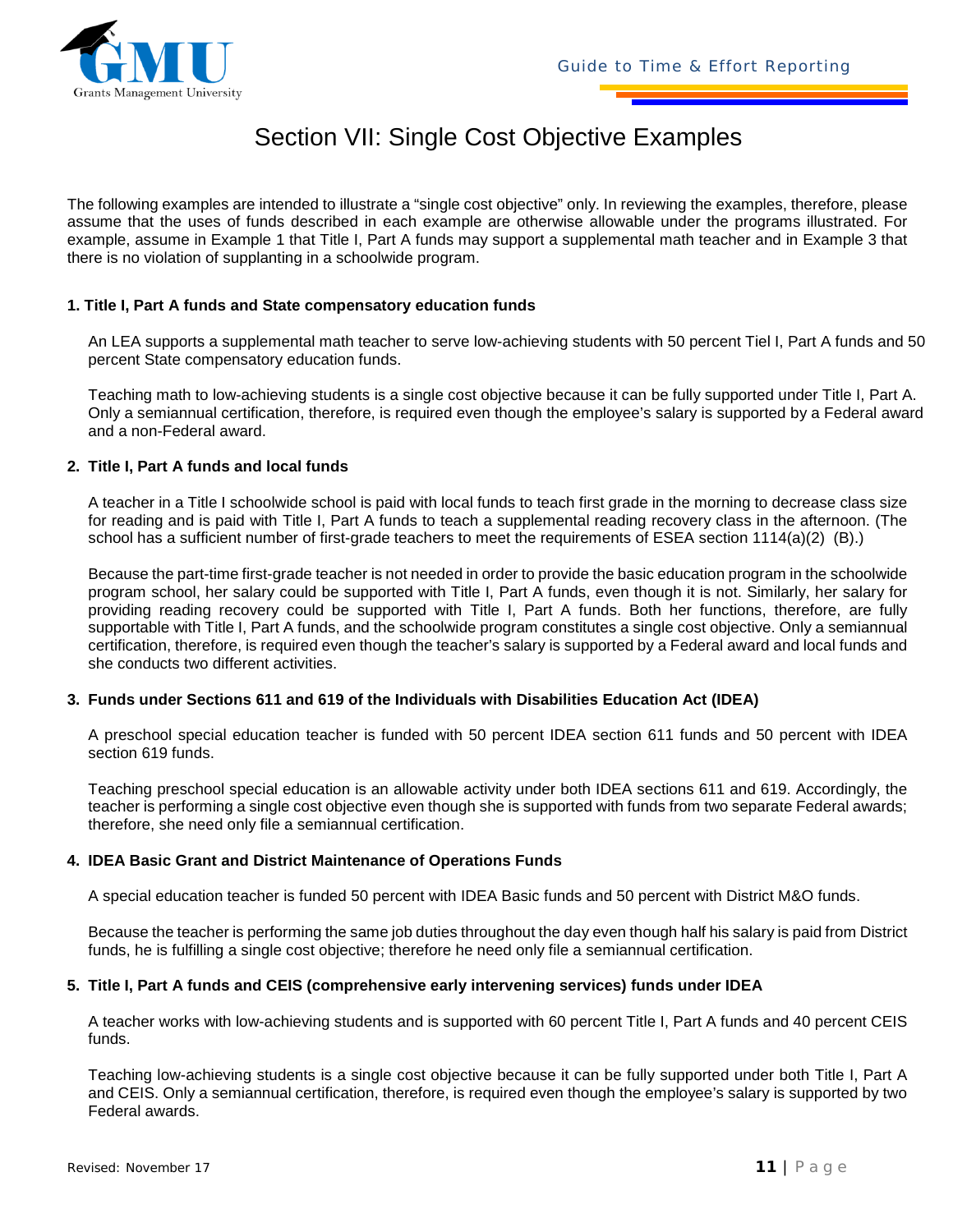# Section VII: Single Cost Objective Examples

The following examples are intended to illustrate a "single cost objective" only. In reviewing the examples, therefore, please assume that the uses of funds described in each example are otherwise allowable under the programs illustrated. For example, assume in Example 1 that Title I, Part A funds may support a supplemental math teacher and in Example 3 that there is no violation of supplanting in a schoolwide program.

**1. Title I, Part A funds and State compensatory education funds**

An LEA supports a supplemental math teacher to serve low-achieving students with 50 percent Tiel I, Part A funds and 50 percent State compensatory education funds.

Teaching math to low-achieving students is a single cost objective because it can be fully supported under Title I, Part A. Only a semiannual certification, therefore, is required even though the employee's salary is supported by a Federal award and a non-Federal award.

**2. Title I, Part A funds and local funds**

A teacher in a Title I schoolwide school is paid with local funds to teach first grade in the morning to decrease class size for reading and is paid with Title I, Part A funds to teach a supplemental reading recovery class in the afternoon. (The school has a sufficient number of first-grade teachers to meet the requirements of ESEA section 1114(a)(2) (B).)

Because the part-time first-grade teacher is not needed in order to provide the basic education program in the schoolwide program school, her salary could be supported with Title I, Part A funds, even though it is not. Similarly, her salary for providing reading recovery could be supported with Title I, Part A funds. Both her functions, therefore, are fully supportable with Title I, Part A funds, and the schoolwide program constitutes a single cost objective. Only a semiannual certification, therefore, is required even though the teacher's salary is supported by a Federal award and local funds and she conducts two different activities.

**3. Funds under Sections 611 and 619 of the Individuals with Disabilities Education Act (IDEA)**

A preschool special education teacher is funded with 50 percent IDEA section 611 funds and 50 percent with IDEA section 619 funds.

Teaching preschool special education is an allowable activity under both IDEA sections 611 and 619. Accordingly, the teacher is performing a single cost objective even though she is supported with funds from two separate Federal awards; therefore, she need only file a semiannual certification.

**4. IDEA Basic Grant and District Maintenance of Operations Funds**

A special education teacher is funded 50 percent with IDEA Basic funds and 50 percent with District M&O funds.

Because the teacher is performing the same job duties throughout the day even though half his salary is paid from District funds, he is fulfilling a single cost objective; therefore he need only file a semiannual certification.

**5. Title I, Part A funds and CEIS (comprehensive early intervening services) funds under IDEA**

A teacher works with low-achieving students and is supported with 60 percent Title I, Part A funds and 40 percent CEIS funds.

Teaching low-achieving students is a single cost objective because it can be fully supported under both Title I, Part A and CEIS. Only a semiannual certification, therefore, is required even though the employee's salary is supported by two Federal awards.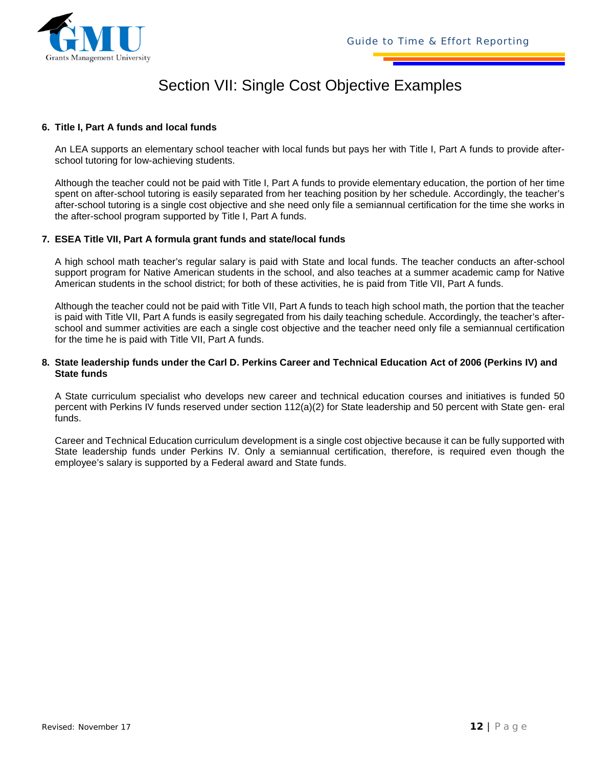# Section VII: Single Cost Objective Examples

**6. Title I, Part A funds and local funds**

An LEA supports an elementary school teacher with local funds but pays her with Title I, Part A funds to provide after-school tutoring for low-achieving students.

Although the teacher could not be paid with Title I, Part A funds to provide elementary education, the portion of her time spent on after-school tutoring is easily separated from her teaching position by her schedule. Accordingly, the teacher's after-school tutoring is a single cost objective and she need only file a semiannual certification for the time she works in the after-school program supported by Title I, Part A funds.

**7. ESEA Title VII, Part A formula grant funds and state/local funds**

A high school math teacher's regular salary is paid with State and local funds. The teacher conducts an after-school support program for Native American students in the school, and also teaches at a summer academic camp for Native American students in the school district; for both of these activities, he is paid from Title VII, Part A funds.

Although the teacher could not be paid with Title VII, Part A funds to teach high school math, the portion that the teacher is paid with Title VII, Part A funds is easily segregated from his daily teaching schedule. Accordingly, the teacher's after-school and summer activities are each a single cost objective and the teacher need only file a semiannual certification for the time he is paid with Title VII, Part A funds.

**8. State leadership funds under the Carl D. Perkins Career and Technical Education Act of 2006 (Perkins IV) and State funds**

A State curriculum specialist who develops new career and technical education courses and initiatives is funded 50 percent with Perkins IV funds reserved under section 112(a)(2) for State leadership and 50 percent with State gen- eral funds.

Career and Technical Education curriculum development is a single cost objective because it can be fully supported with State leadership funds under Perkins IV. Only a semiannual certification, therefore, is required even though the employee's salary is supported by a Federal award and State funds.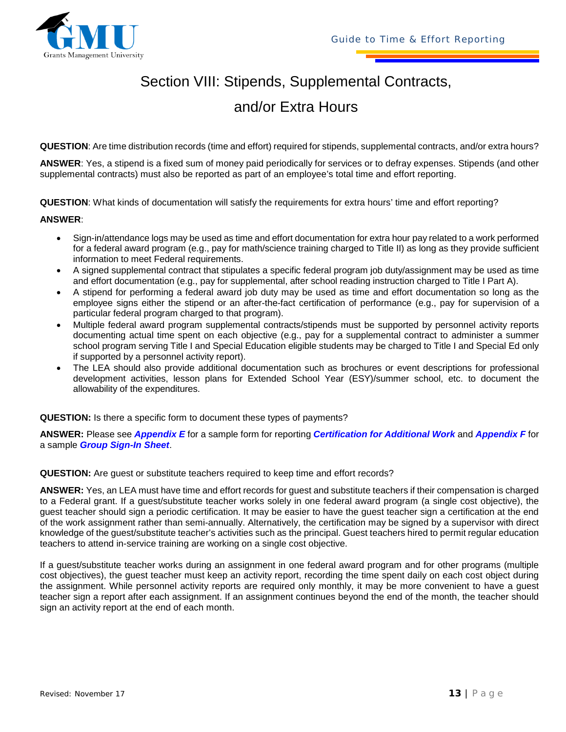# Section VIII: Stipends, Supplemental Contracts, and/or Extra Hours

**QUESTION**: Are time distribution records (time and effort) required for stipends, supplemental contracts, and/or extra hours?

**ANSWER**: Yes, a stipend is a fixed sum of money paid periodically for services or to defray expenses. Stipends (and other supplemental contracts) must also be reported as part of an employee's total time and effort reporting.

**QUESTION**: What kinds of documentation will satisfy the requirements for extra hours' time and effort reporting?

**ANSWER**:

- Sign-in/attendance logs may be used as time and effort documentation for extra hour pay related to a work performed for a federal award program (e.g., pay for math/science training charged to Title II) as long as they provide sufficient information to meet Federal requirements.
- A signed supplemental contract that stipulates a specific federal program job duty/assignment may be used as time and effort documentation (e.g., pay for supplemental, after school reading instruction charged to Title I Part A).
- A stipend for performing a federal award job duty may be used as time and effort documentation so long as the employee signs either the stipend or an after-the-fact certification of performance (e.g., pay for supervision of a particular federal program charged to that program).
- Multiple federal award program supplemental contracts/stipends must be supported by personnel activity reports documenting actual time spent on each objective (e.g., pay for a supplemental contract to administer a summer school program serving Title I and Special Education eligible students may be charged to Title I and Special Ed only if supported by a personnel activity report).
- The LEA should also provide additional documentation such as brochures or event descriptions for professional development activities, lesson plans for Extended School Year (ESY)/summer school, etc. to document the allowability of the expenditures.

**QUESTION:** Is there a specific form to document these types of payments?

**ANSWER:** Please see ***Appendix E*** for a sample form for reporting ***Certification for Additional Work*** and ***Appendix F*** for a sample ***Group Sign-In Sheet***.

**QUESTION:** Are guest or substitute teachers required to keep time and effort records?

**ANSWER:** Yes, an LEA must have time and effort records for guest and substitute teachers if their compensation is charged to a Federal grant. If a guest/substitute teacher works solely in one federal award program (a single cost objective), the guest teacher should sign a periodic certification. It may be easier to have the guest teacher sign a certification at the end of the work assignment rather than semi-annually. Alternatively, the certification may be signed by a supervisor with direct knowledge of the guest/substitute teacher's activities such as the principal. Guest teachers hired to permit regular education teachers to attend in-service training are working on a single cost objective.

If a guest/substitute teacher works during an assignment in one federal award program and for other programs (multiple cost objectives), the guest teacher must keep an activity report, recording the time spent daily on each cost object during the assignment. While personnel activity reports are required only monthly, it may be more convenient to have a guest teacher sign a report after each assignment. If an assignment continues beyond the end of the month, the teacher should sign an activity report at the end of each month.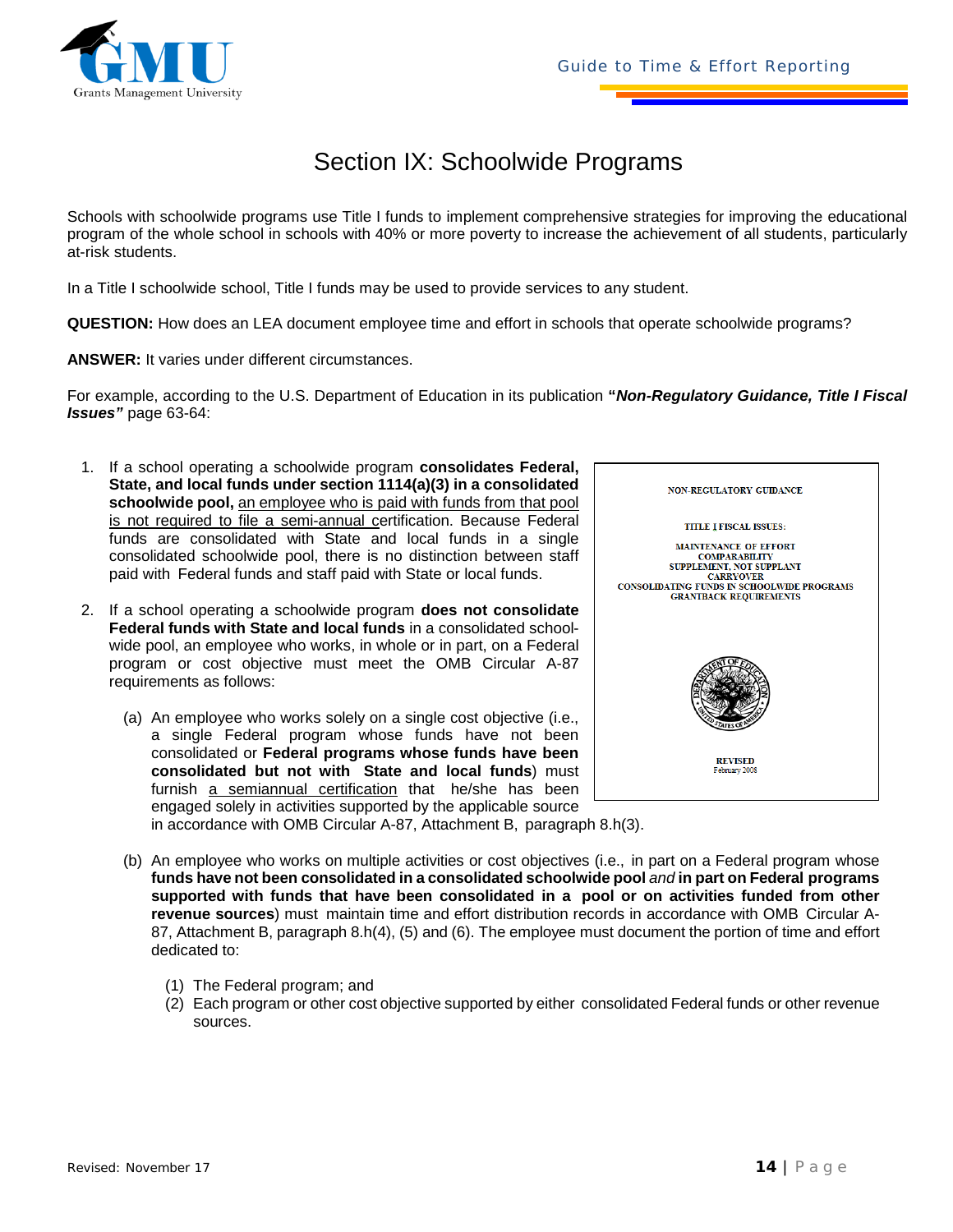# Section IX: Schoolwide Programs

Schools with schoolwide programs use Title I funds to implement comprehensive strategies for improving the educational program of the whole school in schools with 40% or more poverty to increase the achievement of all students, particularly at-risk students.

In a Title I schoolwide school, Title I funds may be used to provide services to any student.

**QUESTION:** How does an LEA document employee time and effort in schools that operate schoolwide programs?

**ANSWER:** It varies under different circumstances.

For example, according to the U.S. Department of Education in its publication ***"Non-Regulatory Guidance, Title I Fiscal Issues"*** page 63-64:

1. If a school operating a schoolwide program **consolidates Federal, State, and local funds under section 1114(a)(3) in a consolidated schoolwide pool,** an employee who is paid with funds from that pool is not required to file a semi-annual certification. Because Federal funds are consolidated with State and local funds in a single consolidated schoolwide pool, there is no distinction between staff paid with Federal funds and staff paid with State or local funds.

2. If a school operating a schoolwide program **does not consolidate Federal funds with State and local funds** in a consolidated schoolwide pool, an employee who works, in whole or in part, on a Federal program or cost objective must meet the OMB Circular A-87 requirements as follows:

   (a) An employee who works solely on a single cost objective (i.e., a single Federal program whose funds have not been consolidated or **Federal programs whose funds have been consolidated but not with State and local funds**) must furnish a semiannual certification that he/she has been engaged solely in activities supported by the applicable source in accordance with OMB Circular A-87, Attachment B, paragraph 8.h(3).

   (b) An employee who works on multiple activities or cost objectives (i.e., in part on a Federal program whose **funds have not been consolidated in a consolidated schoolwide pool** *and* **in part on Federal programs supported with funds that have been consolidated in a pool or on activities funded from other revenue sources**) must maintain time and effort distribution records in accordance with OMB Circular A-87, Attachment B, paragraph 8.h(4), (5) and (6). The employee must document the portion of time and effort dedicated to:

      (1) The Federal program; and
      (2) Each program or other cost objective supported by either consolidated Federal funds or other revenue sources.

NON-REGULATORY GUIDANCE

TITLE I FISCAL ISSUES:

MAINTENANCE OF EFFORT
COMPARABILITY
SUPPLEMENT, NOT SUPPLANT
CARRYOVER
CONSOLIDATING FUNDS IN SCHOOLWIDE PROGRAMS
GRANTBACK REQUIREMENTS

REVISED
February 2008

Revised: November 17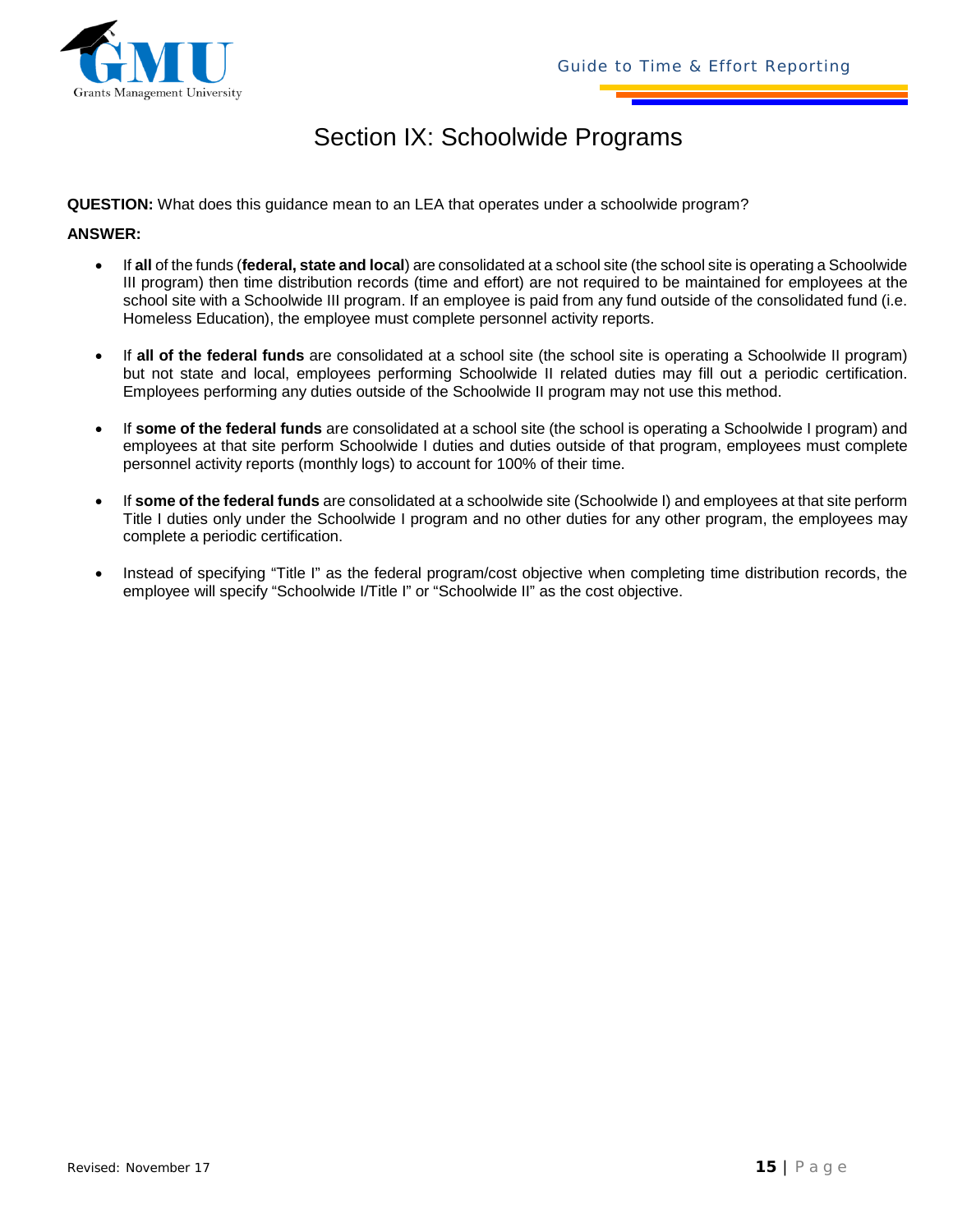# Section IX: Schoolwide Programs

**QUESTION:** What does this guidance mean to an LEA that operates under a schoolwide program?

**ANSWER:**

- If **all** of the funds (**federal, state and local**) are consolidated at a school site (the school site is operating a Schoolwide III program) then time distribution records (time and effort) are not required to be maintained for employees at the school site with a Schoolwide III program. If an employee is paid from any fund outside of the consolidated fund (i.e. Homeless Education), the employee must complete personnel activity reports.

- If **all of the federal funds** are consolidated at a school site (the school site is operating a Schoolwide II program) but not state and local, employees performing Schoolwide II related duties may fill out a periodic certification. Employees performing any duties outside of the Schoolwide II program may not use this method.

- If **some of the federal funds** are consolidated at a school site (the school is operating a Schoolwide I program) and employees at that site perform Schoolwide I duties and duties outside of that program, employees must complete personnel activity reports (monthly logs) to account for 100% of their time.

- If **some of the federal funds** are consolidated at a schoolwide site (Schoolwide I) and employees at that site perform Title I duties only under the Schoolwide I program and no other duties for any other program, the employees may complete a periodic certification.

- Instead of specifying "Title I" as the federal program/cost objective when completing time distribution records, the employee will specify "Schoolwide I/Title I" or "Schoolwide II" as the cost objective.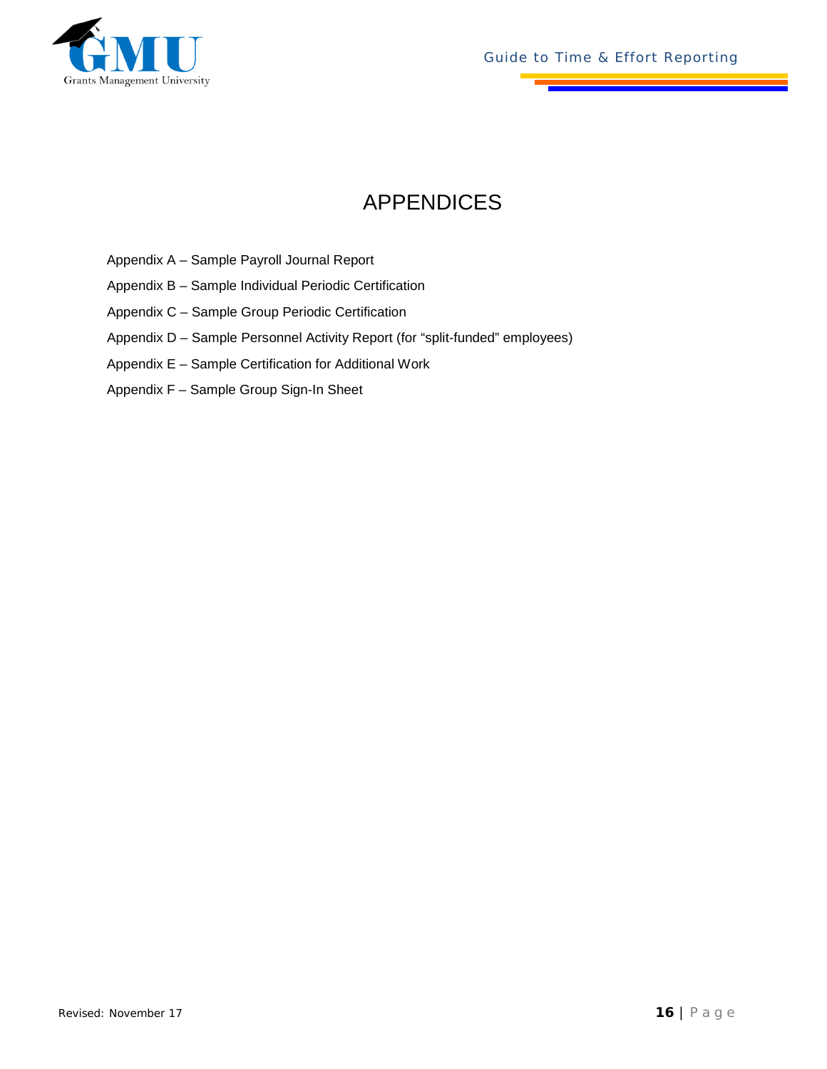# APPENDICES

Appendix A – Sample Payroll Journal Report

Appendix B – Sample Individual Periodic Certification

Appendix C – Sample Group Periodic Certification

Appendix D – Sample Personnel Activity Report (for "split-funded" employees)

Appendix E – Sample Certification for Additional Work

Appendix F – Sample Group Sign-In Sheet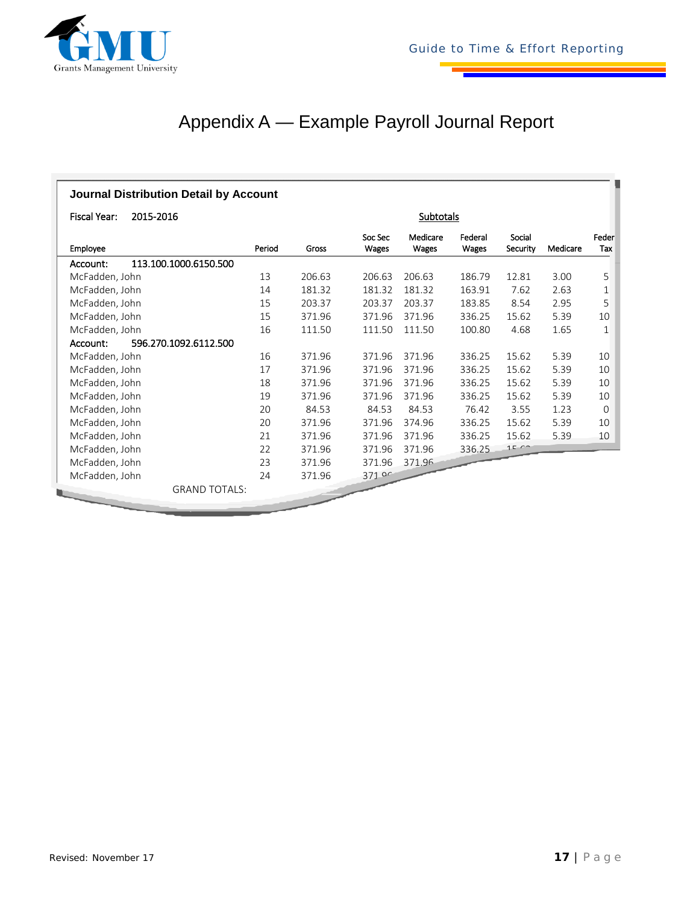# Appendix A — Example Payroll Journal Report

**Journal Distribution Detail by Account**

Fiscal Year: 2015-2016

| Employee | Period | Gross | Soc Sec Wages | Medicare Wages | Federal Wages | Social Security | Medicare | Feder Tax |
|---|---|---|---|---|---|---|---|---|
| **Account: 113.100.1000.6150.500** | | | | | | | | |
| McFadden, John | 13 | 206.63 | 206.63 | 206.63 | 186.79 | 12.81 | 3.00 | 5 |
| McFadden, John | 14 | 181.32 | 181.32 | 181.32 | 163.91 | 7.62 | 2.63 | 1 |
| McFadden, John | 15 | 203.37 | 203.37 | 203.37 | 183.85 | 8.54 | 2.95 | 5 |
| McFadden, John | 15 | 371.96 | 371.96 | 371.96 | 336.25 | 15.62 | 5.39 | 10 |
| McFadden, John | 16 | 111.50 | 111.50 | 111.50 | 100.80 | 4.68 | 1.65 | 1 |
| **Account: 596.270.1092.6112.500** | | | | | | | | |
| McFadden, John | 16 | 371.96 | 371.96 | 371.96 | 336.25 | 15.62 | 5.39 | 10 |
| McFadden, John | 17 | 371.96 | 371.96 | 371.96 | 336.25 | 15.62 | 5.39 | 10 |
| McFadden, John | 18 | 371.96 | 371.96 | 371.96 | 336.25 | 15.62 | 5.39 | 10 |
| McFadden, John | 19 | 371.96 | 371.96 | 371.96 | 336.25 | 15.62 | 5.39 | 10 |
| McFadden, John | 20 | 84.53 | 84.53 | 84.53 | 76.42 | 3.55 | 1.23 | 0 |
| McFadden, John | 20 | 371.96 | 371.96 | 374.96 | 336.25 | 15.62 | 5.39 | 10 |
| McFadden, John | 21 | 371.96 | 371.96 | 371.96 | 336.25 | 15.62 | 5.39 | 10 |
| McFadden, John | 22 | 371.96 | 371.96 | 371.96 | 336.25 | 15.62 | | |
| McFadden, John | 23 | 371.96 | 371.96 | 371.96 | | | | |
| McFadden, John | 24 | 371.96 | 371.96 | | | | | |
| GRAND TOTALS: | | | | | | | | |

Revised: November 17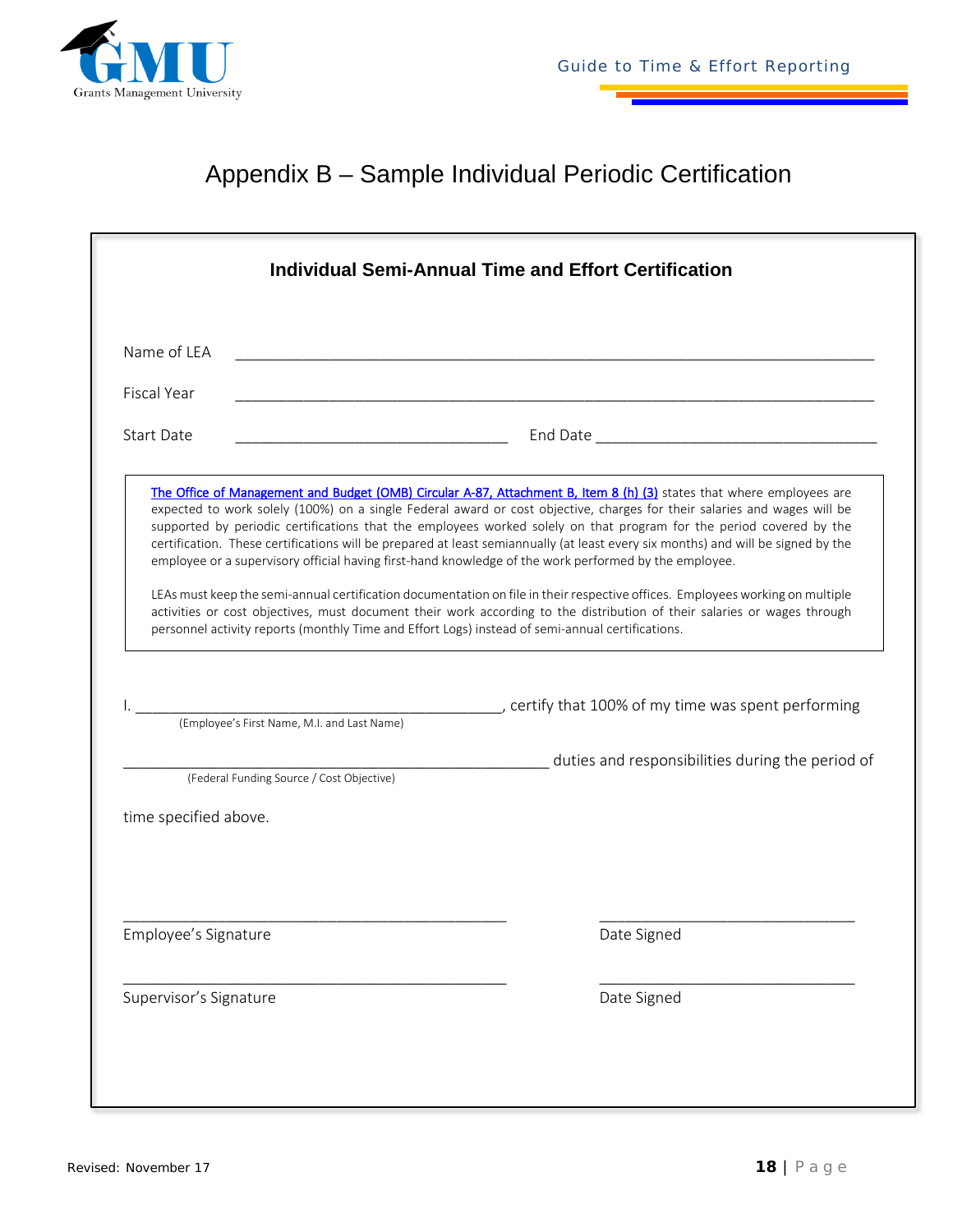# Appendix B – Sample Individual Periodic Certification

## Individual Semi-Annual Time and Effort Certification

Name of LEA \_\_\_\_\_\_\_\_\_\_\_\_\_\_\_\_\_\_\_\_\_\_\_\_\_\_\_\_\_\_\_\_\_\_\_\_\_\_\_\_\_\_\_\_\_\_\_\_\_\_\_\_\_\_\_\_\_\_\_\_\_\_\_\_

Fiscal Year \_\_\_\_\_\_\_\_\_\_\_\_\_\_\_\_\_\_\_\_\_\_\_\_\_\_\_\_\_\_\_\_\_\_\_\_\_\_\_\_\_\_\_\_\_\_\_\_\_\_\_\_\_\_\_\_\_\_\_\_\_\_\_\_

Start Date \_\_\_\_\_\_\_\_\_\_\_\_\_\_\_\_\_\_\_\_\_\_\_\_\_\_\_\_\_\_ End Date \_\_\_\_\_\_\_\_\_\_\_\_\_\_\_\_\_\_\_\_\_\_\_\_\_\_\_\_\_\_

> The Office of Management and Budget (OMB) Circular A-87, Attachment B, Item 8 (h) (3) states that where employees are expected to work solely (100%) on a single Federal award or cost objective, charges for their salaries and wages will be supported by periodic certifications that the employees worked solely on that program for the period covered by the certification. These certifications will be prepared at least semiannually (at least every six months) and will be signed by the employee or a supervisory official having first-hand knowledge of the work performed by the employee.
>
> LEAs must keep the semi-annual certification documentation on file in their respective offices. Employees working on multiple activities or cost objectives, must document their work according to the distribution of their salaries or wages through personnel activity reports (monthly Time and Effort Logs) instead of semi-annual certifications.

I. \_\_\_\_\_\_\_\_\_\_\_\_\_\_\_\_\_\_\_\_\_\_\_\_\_\_\_\_\_\_\_\_\_\_\_\_\_\_\_\_\_\_, certify that 100% of my time was spent performing
(Employee's First Name, M.I. and Last Name)

\_\_\_\_\_\_\_\_\_\_\_\_\_\_\_\_\_\_\_\_\_\_\_\_\_\_\_\_\_\_\_\_\_\_\_\_\_\_\_\_\_\_\_\_\_\_ duties and responsibilities during the period of
(Federal Funding Source / Cost Objective)

time specified above.

\_\_\_\_\_\_\_\_\_\_\_\_\_\_\_\_\_\_\_\_\_\_\_\_\_\_\_\_\_\_\_\_\_\_\_\_\_\_\_\_\_\_ \_\_\_\_\_\_\_\_\_\_\_\_\_\_\_\_\_\_\_\_\_\_\_\_\_\_\_\_\_\_
Employee's Signature Date Signed

\_\_\_\_\_\_\_\_\_\_\_\_\_\_\_\_\_\_\_\_\_\_\_\_\_\_\_\_\_\_\_\_\_\_\_\_\_\_\_\_\_\_ \_\_\_\_\_\_\_\_\_\_\_\_\_\_\_\_\_\_\_\_\_\_\_\_\_\_\_\_\_\_
Supervisor's Signature Date Signed

Revised: November 17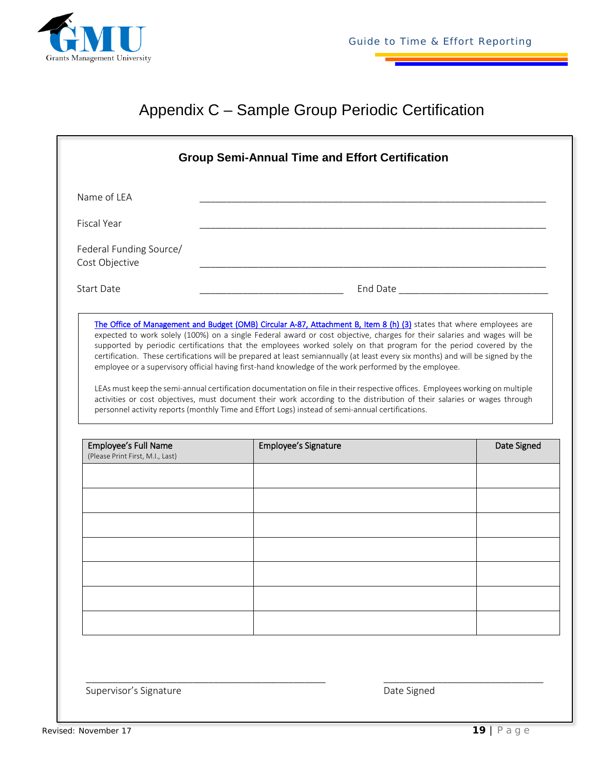# Appendix C – Sample Group Periodic Certification

## Group Semi-Annual Time and Effort Certification

Name of LEA ____________________________________________

Fiscal Year ____________________________________________

Federal Funding Source/ Cost Objective ____________________________________________

Start Date ____________________________ End Date ____________________________

> The Office of Management and Budget (OMB) Circular A-87, Attachment B, Item 8 (h) (3) states that where employees are expected to work solely (100%) on a single Federal award or cost objective, charges for their salaries and wages will be supported by periodic certifications that the employees worked solely on that program for the period covered by the certification. These certifications will be prepared at least semiannually (at least every six months) and will be signed by the employee or a supervisory official having first-hand knowledge of the work performed by the employee.
>
> LEAs must keep the semi-annual certification documentation on file in their respective offices. Employees working on multiple activities or cost objectives, must document their work according to the distribution of their salaries or wages through personnel activity reports (monthly Time and Effort Logs) instead of semi-annual certifications.

| Employee's Full Name (Please Print First, M.I., Last) | Employee's Signature | Date Signed |
|---|---|---|
| | | |
| | | |
| | | |
| | | |
| | | |
| | | |
| | | |

____________________________________________ ____________________________

Supervisor's Signature Date Signed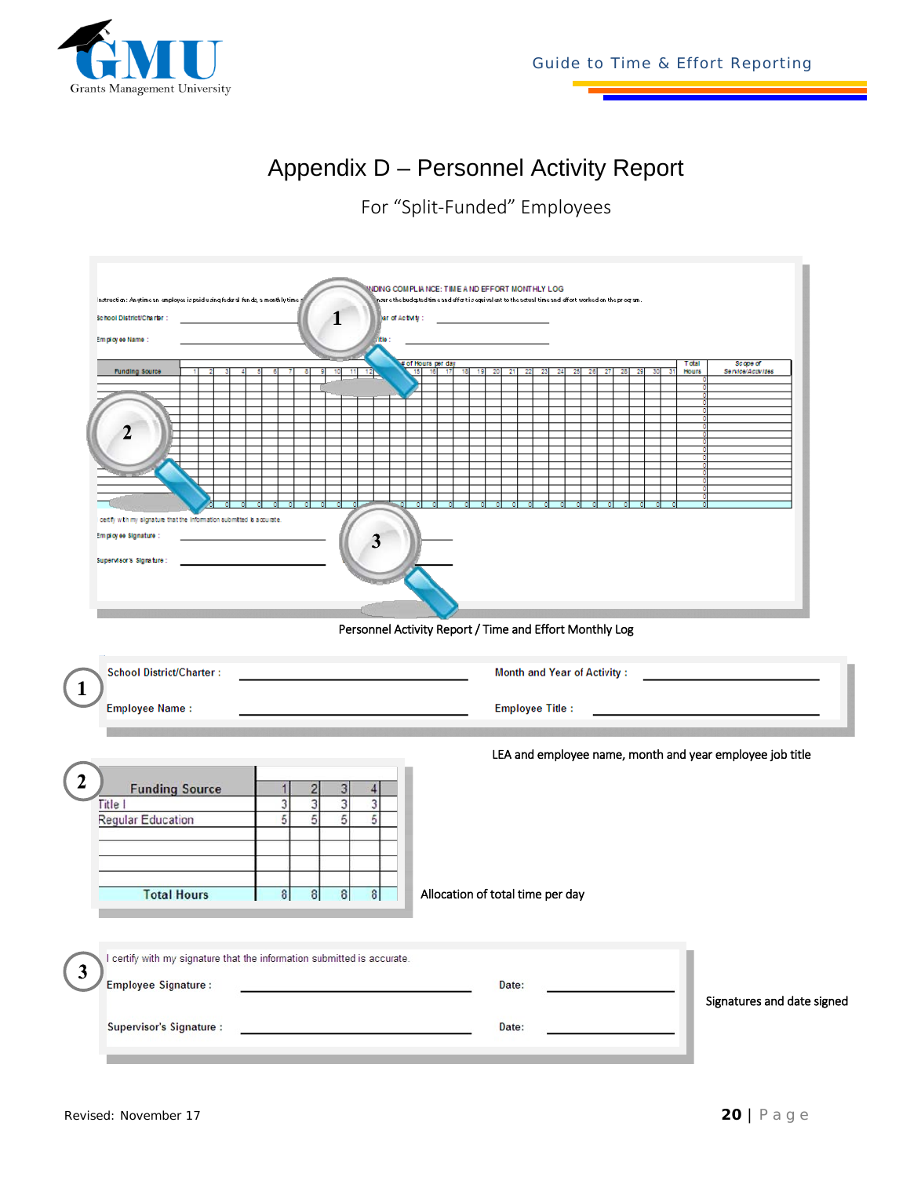# Appendix D – Personnel Activity Report

For "Split-Funded" Employees

Personnel Activity Report / Time and Effort Monthly Log

**1**

School District/Charter : ______________________ Month and Year of Activity : ______________________

Employee Name : ______________________ Employee Title : ______________________

LEA and employee name, month and year employee job title

**2**

| Funding Source | 1 | 2 | 3 | 4 |
|---|---|---|---|---|
| Title I | 3 | 3 | 3 | 3 |
| Regular Education | 5 | 5 | 5 | 5 |
| | | | | |
| | | | | |
| | | | | |
| Total Hours | 8 | 8 | 8 | 8 |

Allocation of total time per day

**3**

I certify with my signature that the information submitted is accurate.

Employee Signature : ______________________ Date: ______________________

Supervisor's Signature : ______________________ Date: ______________________

Signatures and date signed

Revised: November 17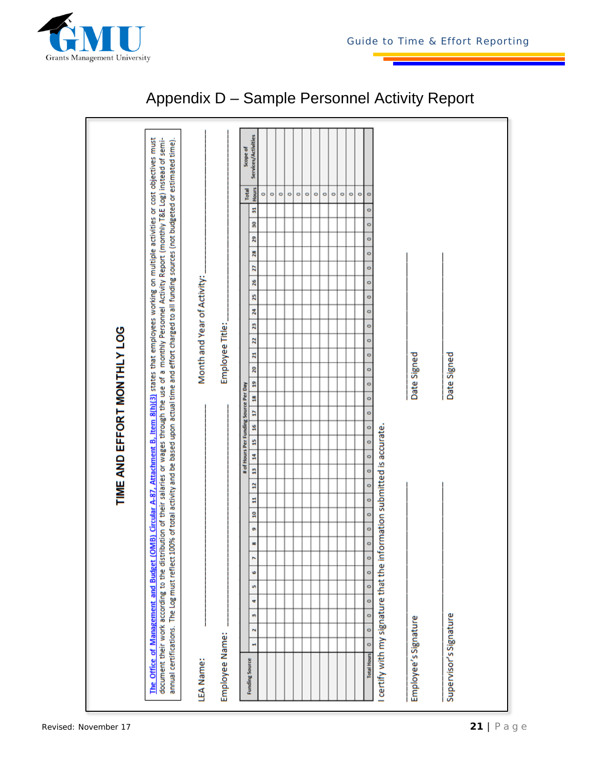# Appendix D – Sample Personnel Activity Report

## TIME AND EFFORT MONTHLY LOG

The Office of Management and Budget (OMB) Circular A-87, Attachment B, Item 8(h)(3) states that employees working on multiple activities or cost objectives must document their work according to the distribution of their salaries or wages through the use of a monthly Personnel Activity Report (monthly T&E Log) instead of semi-annual certifications. The Log must reflect 100% of total activity and be based upon actual time and effort charged to all funding sources (not budgeted or estimated time).

LEA Name: ______________________ Month and Year of Activity: ______________________

Employee Name: ______________________ Employee Title: ______________________

| Funding Source | # of Hours Per Funding Source Per Day | | | | | | | | | | | | | | | | | | | | | | | | | | | | | | | Total Hours | Scope of Services/Activities |
|---|---|---|---|---|---|---|---|---|---|---|---|---|---|---|---|---|---|---|---|---|---|---|---|---|---|---|---|---|---|---|---|---|---|
| | 1 | 2 | 3 | 4 | 5 | 6 | 7 | 8 | 9 | 10 | 11 | 12 | 13 | 14 | 15 | 16 | 17 | 18 | 19 | 20 | 21 | 22 | 23 | 24 | 25 | 26 | 27 | 28 | 29 | 30 | 31 | | |
| | | | | | | | | | | | | | | | | | | | | | | | | | | | | | | | | 0 | |
| | | | | | | | | | | | | | | | | | | | | | | | | | | | | | | | | 0 | |
| | | | | | | | | | | | | | | | | | | | | | | | | | | | | | | | | 0 | |
| | | | | | | | | | | | | | | | | | | | | | | | | | | | | | | | | 0 | |
| | | | | | | | | | | | | | | | | | | | | | | | | | | | | | | | | 0 | |
| | | | | | | | | | | | | | | | | | | | | | | | | | | | | | | | | 0 | |
| | | | | | | | | | | | | | | | | | | | | | | | | | | | | | | | | 0 | |
| | | | | | | | | | | | | | | | | | | | | | | | | | | | | | | | | 0 | |
| | | | | | | | | | | | | | | | | | | | | | | | | | | | | | | | | 0 | |
| | | | | | | | | | | | | | | | | | | | | | | | | | | | | | | | | 0 | |
| | | | | | | | | | | | | | | | | | | | | | | | | | | | | | | | | 0 | |
| | | | | | | | | | | | | | | | | | | | | | | | | | | | | | | | | 0 | |
| Total Hours | 0 | 0 | 0 | 0 | 0 | 0 | 0 | 0 | 0 | 0 | 0 | 0 | 0 | 0 | 0 | 0 | 0 | 0 | 0 | 0 | 0 | 0 | 0 | 0 | 0 | 0 | 0 | 0 | 0 | 0 | 0 | 0 | |

I certify with my signature that the information submitted is accurate.

______________________ ______________________

Employee's Signature Date Signed

______________________ ______________________

Supervisor's Signature Date Signed

Revised: November 17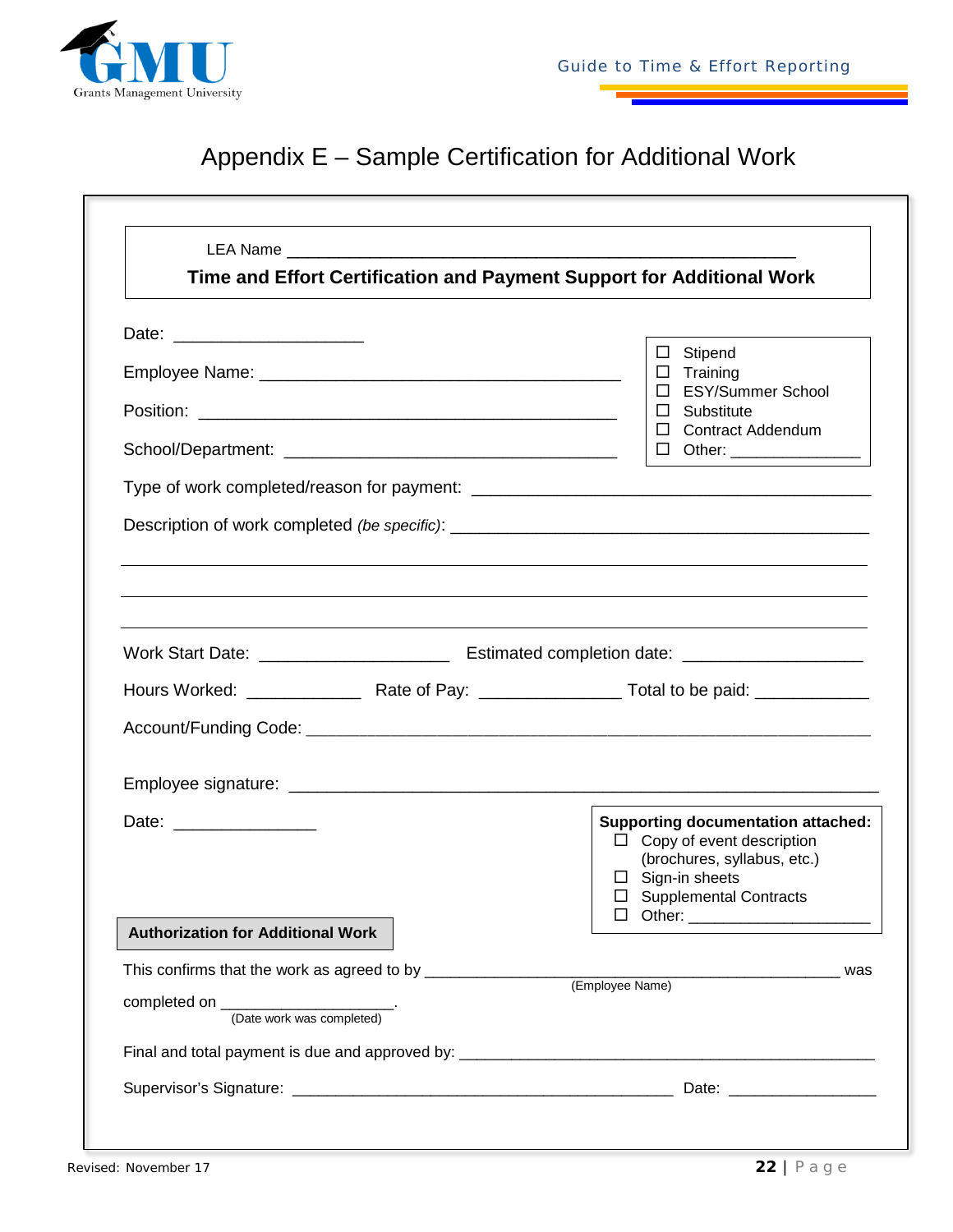# Appendix E – Sample Certification for Additional Work

LEA Name \_\_\_\_\_\_\_\_\_\_\_\_\_\_\_\_\_\_\_\_\_\_\_\_\_\_\_\_\_\_\_\_\_\_\_\_\_\_\_\_\_\_\_\_\_\_\_\_\_\_\_\_\_\_\_\_

**Time and Effort Certification and Payment Support for Additional Work**

Date: \_\_\_\_\_\_\_\_\_\_\_\_\_\_\_\_\_\_\_\_

Employee Name: \_\_\_\_\_\_\_\_\_\_\_\_\_\_\_\_\_\_\_\_\_\_\_\_\_\_\_\_\_\_\_\_\_\_\_\_\_\_\_

Position: \_\_\_\_\_\_\_\_\_\_\_\_\_\_\_\_\_\_\_\_\_\_\_\_\_\_\_\_\_\_\_\_\_\_\_\_\_\_\_\_\_\_\_

School/Department: \_\_\_\_\_\_\_\_\_\_\_\_\_\_\_\_\_\_\_\_\_\_\_\_\_\_\_\_\_\_\_\_\_\_\_

- ☐ Stipend
- ☐ Training
- ☐ ESY/Summer School
- ☐ Substitute
- ☐ Contract Addendum
- ☐ Other: \_\_\_\_\_\_\_\_\_\_\_\_\_\_

Type of work completed/reason for payment: \_\_\_\_\_\_\_\_\_\_\_\_\_\_\_\_\_\_\_\_\_\_\_\_\_\_\_\_\_\_\_\_\_\_\_\_\_\_\_\_\_\_

Description of work completed *(be specific)*: \_\_\_\_\_\_\_\_\_\_\_\_\_\_\_\_\_\_\_\_\_\_\_\_\_\_\_\_\_\_\_\_\_\_\_\_\_\_\_\_\_\_\_

\_\_\_\_\_\_\_\_\_\_\_\_\_\_\_\_\_\_\_\_\_\_\_\_\_\_\_\_\_\_\_\_\_\_\_\_\_\_\_\_\_\_\_\_\_\_\_\_\_\_\_\_\_\_\_\_\_\_\_\_\_\_\_\_\_\_\_\_\_\_\_\_\_\_\_\_\_\_

\_\_\_\_\_\_\_\_\_\_\_\_\_\_\_\_\_\_\_\_\_\_\_\_\_\_\_\_\_\_\_\_\_\_\_\_\_\_\_\_\_\_\_\_\_\_\_\_\_\_\_\_\_\_\_\_\_\_\_\_\_\_\_\_\_\_\_\_\_\_\_\_\_\_\_\_\_\_

\_\_\_\_\_\_\_\_\_\_\_\_\_\_\_\_\_\_\_\_\_\_\_\_\_\_\_\_\_\_\_\_\_\_\_\_\_\_\_\_\_\_\_\_\_\_\_\_\_\_\_\_\_\_\_\_\_\_\_\_\_\_\_\_\_\_\_\_\_\_\_\_\_\_\_\_\_\_

Work Start Date: \_\_\_\_\_\_\_\_\_\_\_\_\_\_\_\_\_\_\_\_ Estimated completion date: \_\_\_\_\_\_\_\_\_\_\_\_\_\_\_\_\_\_\_

Hours Worked: \_\_\_\_\_\_\_\_\_\_\_\_ Rate of Pay: \_\_\_\_\_\_\_\_\_\_\_\_\_\_\_ Total to be paid: \_\_\_\_\_\_\_\_\_\_\_\_

Account/Funding Code: \_\_\_\_\_\_\_\_\_\_\_\_\_\_\_\_\_\_\_\_\_\_\_\_\_\_\_\_\_\_\_\_\_\_\_\_\_\_\_\_\_\_\_\_\_\_\_\_\_\_\_\_\_\_\_\_\_\_

Employee signature: \_\_\_\_\_\_\_\_\_\_\_\_\_\_\_\_\_\_\_\_\_\_\_\_\_\_\_\_\_\_\_\_\_\_\_\_\_\_\_\_\_\_\_\_\_\_\_\_\_\_\_\_\_\_\_\_\_\_\_\_

Date: \_\_\_\_\_\_\_\_\_\_\_\_\_\_\_

**Supporting documentation attached:**

- ☐ Copy of event description (brochures, syllabus, etc.)
- ☐ Sign-in sheets
- ☐ Supplemental Contracts
- ☐ Other: \_\_\_\_\_\_\_\_\_\_\_\_\_\_\_\_\_\_\_\_

**Authorization for Additional Work**

This confirms that the work as agreed to by \_\_\_\_\_\_\_\_\_\_\_\_\_\_\_\_\_\_\_\_\_\_\_\_\_\_\_\_\_\_\_\_\_\_\_\_\_\_\_\_\_\_\_\_\_ was
(Employee Name)

completed on \_\_\_\_\_\_\_\_\_\_\_\_\_\_\_\_\_\_\_\_.
(Date work was completed)

Final and total payment is due and approved by: \_\_\_\_\_\_\_\_\_\_\_\_\_\_\_\_\_\_\_\_\_\_\_\_\_\_\_\_\_\_\_\_\_\_\_\_\_\_\_\_\_\_\_\_\_\_\_

Supervisor's Signature: \_\_\_\_\_\_\_\_\_\_\_\_\_\_\_\_\_\_\_\_\_\_\_\_\_\_\_\_\_\_\_\_\_\_\_\_\_\_\_\_\_\_\_\_\_\_ Date: \_\_\_\_\_\_\_\_\_\_\_\_\_\_\_\_\_

Revised: November 17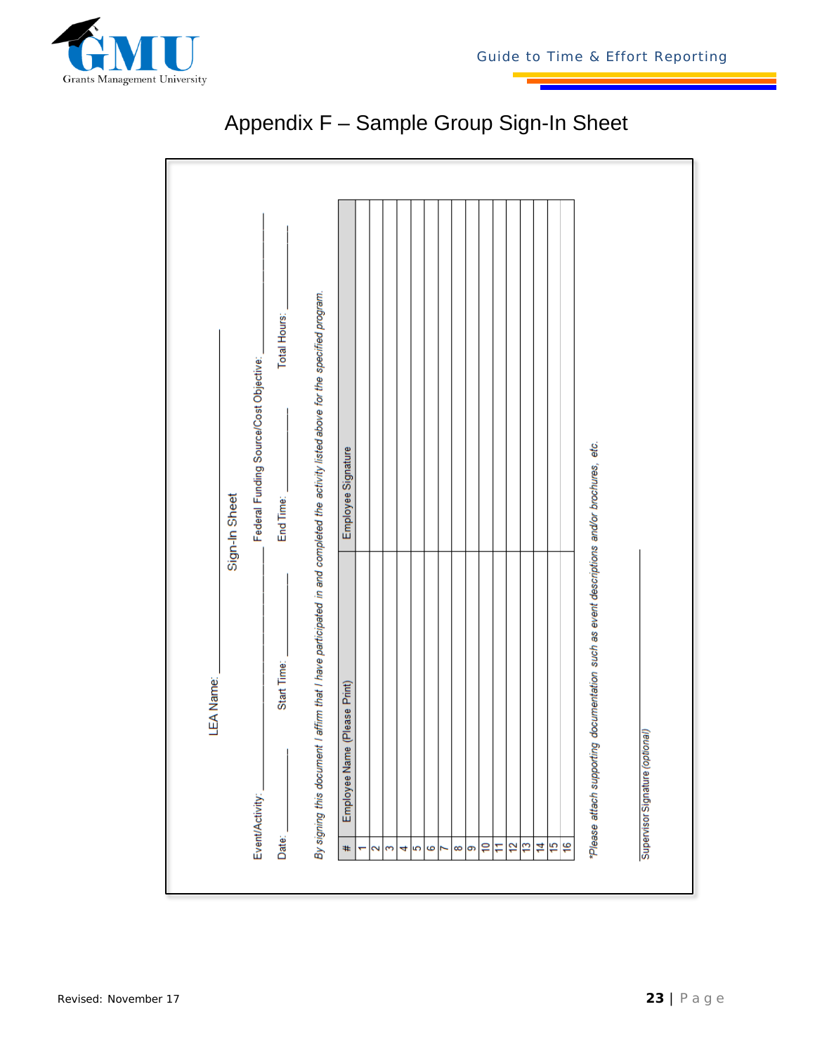# Appendix F – Sample Group Sign-In Sheet

## Sign-In Sheet

LEA Name: ____________________

Event/Activity: ____________________ Federal Funding Source/Cost Objective: ____________________

Date: __________ Start Time: __________ End Time: __________ Total Hours: __________

*By signing this document I affirm that I have participated in and completed the activity listed above for the specified program.*

| # | Employee Name (Please Print) | Employee Signature |
|---|---|---|
| 1 | | |
| 2 | | |
| 3 | | |
| 4 | | |
| 5 | | |
| 6 | | |
| 7 | | |
| 8 | | |
| 9 | | |
| 10 | | |
| 11 | | |
| 12 | | |
| 13 | | |
| 14 | | |
| 15 | | |
| 16 | | |

*\*Please attach supporting documentation such as event descriptions and/or brochures, etc.*

____________________
Supervisor Signature (optional)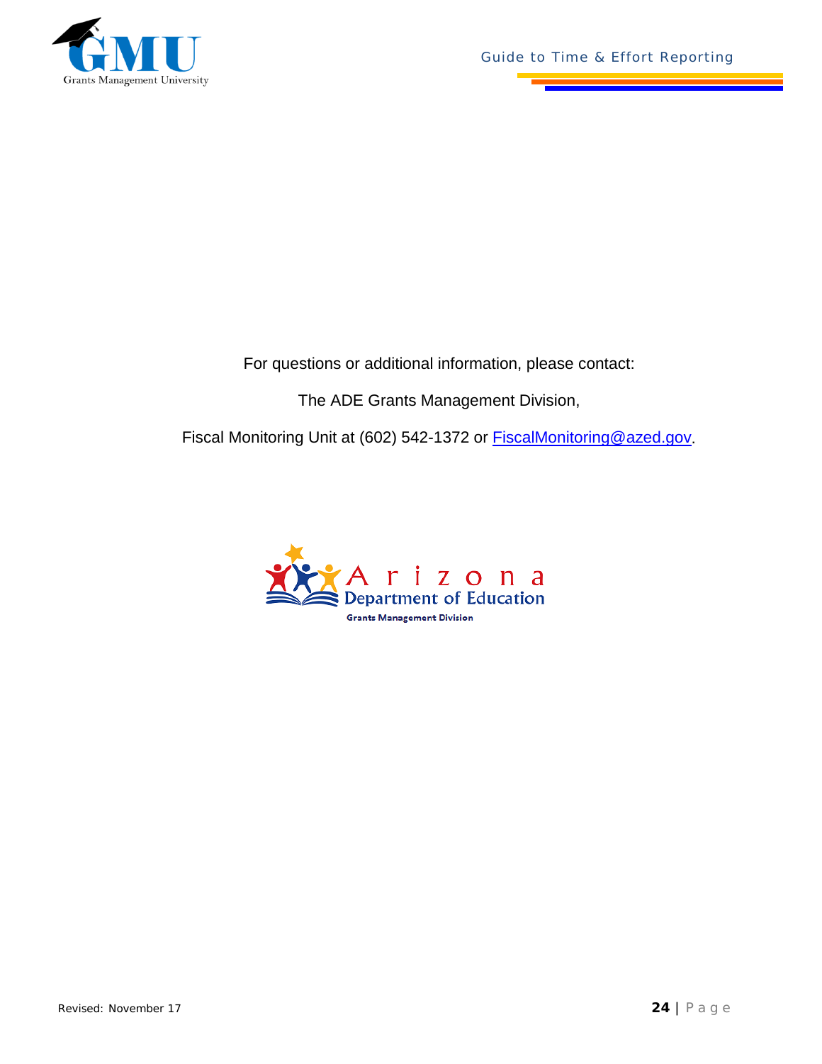For questions or additional information, please contact:

The ADE Grants Management Division,

Fiscal Monitoring Unit at (602) 542-1372 or FiscalMonitoring@azed.gov.